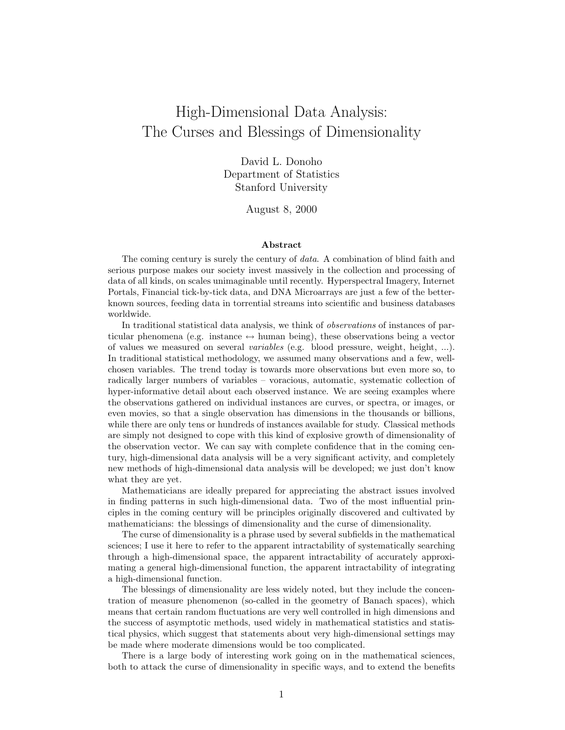# High-Dimensional Data Analysis: The Curses and Blessings of Dimensionality

David L. Donoho  
Department of Statistics  
Stanford University

August 8, 2000

### Abstract

The coming century is surely the century of *data*. A combination of blind faith and serious purpose makes our society invest massively in the collection and processing of data of all kinds, on scales unimaginable until recently. Hyperspectral Imagery, Internet Portals, Financial tick-by-tick data, and DNA Microarrays are just a few of the better-known sources, feeding data in torrential streams into scientific and business databases worldwide.

In traditional statistical data analysis, we think of *observations* of instances of particular phenomena (e.g. instance $\leftrightarrow$ human being), these observations being a vector of values we measured on several *variables* (e.g. blood pressure, weight, height, ...). In traditional statistical methodology, we assumed many observations and a few, well-chosen variables. The trend today is towards more observations but even more so, to radically larger numbers of variables – voracious, automatic, systematic collection of hyper-informative detail about each observed instance. We are seeing examples where the observations gathered on individual instances are curves, or spectra, or images, or even movies, so that a single observation has dimensions in the thousands or billions, while there are only tens or hundreds of instances available for study. Classical methods are simply not designed to cope with this kind of explosive growth of dimensionality of the observation vector. We can say with complete confidence that in the coming century, high-dimensional data analysis will be a very significant activity, and completely new methods of high-dimensional data analysis will be developed; we just don't know what they are yet.

Mathematicians are ideally prepared for appreciating the abstract issues involved in finding patterns in such high-dimensional data. Two of the most influential principles in the coming century will be principles originally discovered and cultivated by mathematicians: the blessings of dimensionality and the curse of dimensionality.

The curse of dimensionality is a phrase used by several subfields in the mathematical sciences; I use it here to refer to the apparent intractability of systematically searching through a high-dimensional space, the apparent intractability of accurately approximating a general high-dimensional function, the apparent intractability of integrating a high-dimensional function.

The blessings of dimensionality are less widely noted, but they include the concentration of measure phenomenon (so-called in the geometry of Banach spaces), which means that certain random fluctuations are very well controlled in high dimensions and the success of asymptotic methods, used widely in mathematical statistics and statistical physics, which suggest that statements about very high-dimensional settings may be made where moderate dimensions would be too complicated.

There is a large body of interesting work going on in the mathematical sciences, both to attack the curse of dimensionality in specific ways, and to extend the benefits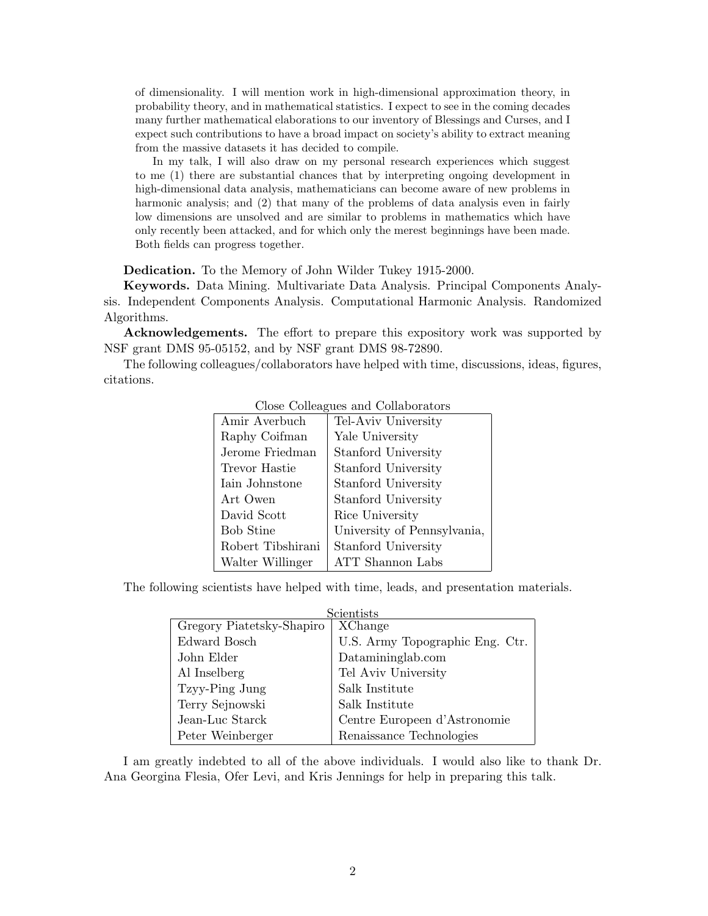of dimensionality. I will mention work in high-dimensional approximation theory, in probability theory, and in mathematical statistics. I expect to see in the coming decades many further mathematical elaborations to our inventory of Blessings and Curses, and I expect such contributions to have a broad impact on society's ability to extract meaning from the massive datasets it has decided to compile.

In my talk, I will also draw on my personal research experiences which suggest to me (1) there are substantial chances that by interpreting ongoing development in high-dimensional data analysis, mathematicians can become aware of new problems in harmonic analysis; and (2) that many of the problems of data analysis even in fairly low dimensions are unsolved and are similar to problems in mathematics which have only recently been attacked, and for which only the merest beginnings have been made. Both fields can progress together.

**Dedication.** To the Memory of John Wilder Tukey 1915-2000.

**Keywords.** Data Mining. Multivariate Data Analysis. Principal Components Analysis. Independent Components Analysis. Computational Harmonic Analysis. Randomized Algorithms.

**Acknowledgements.** The effort to prepare this expository work was supported by NSF grant DMS 95-05152, and by NSF grant DMS 98-72890.

The following colleagues/collaborators have helped with time, discussions, ideas, figures, citations.

Close Colleagues and Collaborators

| | |
|---|---|
| Amir Averbuch | Tel-Aviv University |
| Raphy Coifman | Yale University |
| Jerome Friedman | Stanford University |
| Trevor Hastie | Stanford University |
| Iain Johnstone | Stanford University |
| Art Owen | Stanford University |
| David Scott | Rice University |
| Bob Stine | University of Pennsylvania, |
| Robert Tibshirani | Stanford University |
| Walter Willinger | ATT Shannon Labs |

The following scientists have helped with time, leads, and presentation materials.

Scientists

| | |
|---|---|
| Gregory Piatetsky-Shapiro | XChange |
| Edward Bosch | U.S. Army Topographic Eng. Ctr. |
| John Elder | Datamininglab.com |
| Al Inselberg | Tel Aviv University |
| Tzyy-Ping Jung | Salk Institute |
| Terry Sejnowski | Salk Institute |
| Jean-Luc Starck | Centre Europeen d'Astronomie |
| Peter Weinberger | Renaissance Technologies |

I am greatly indebted to all of the above individuals. I would also like to thank Dr. Ana Georgina Flesia, Ofer Levi, and Kris Jennings for help in preparing this talk.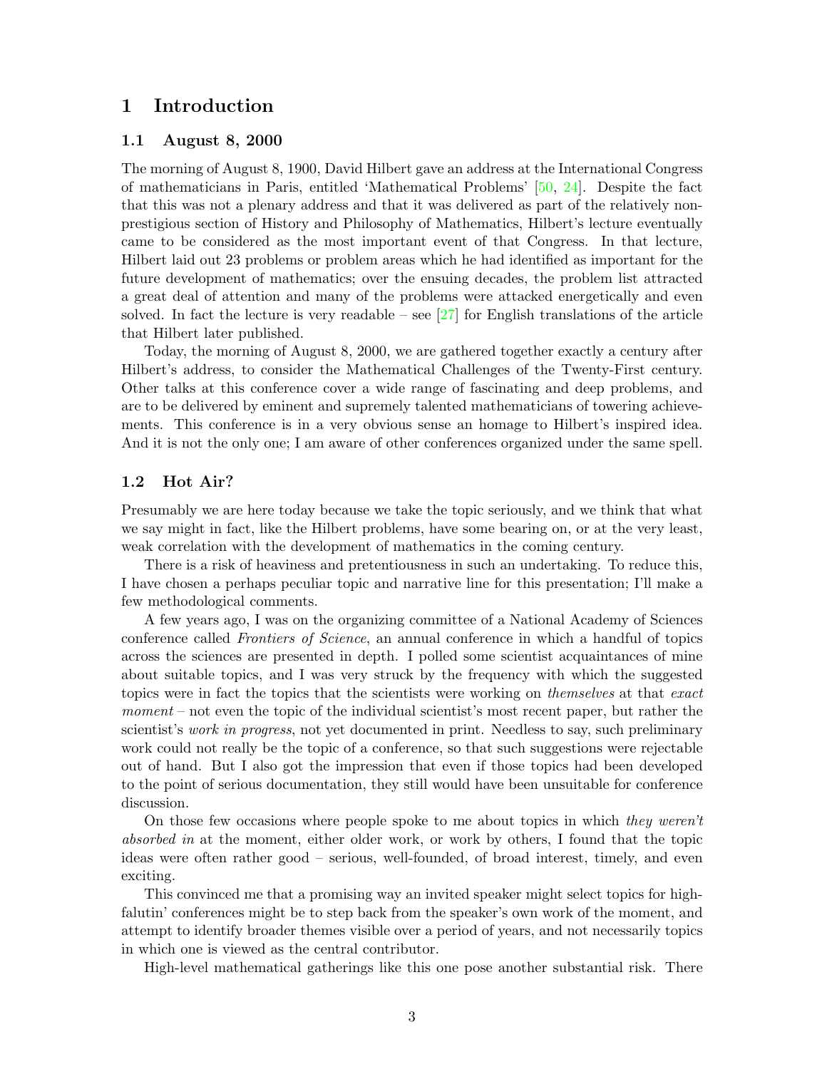# 1 Introduction

## 1.1 August 8, 2000

The morning of August 8, 1900, David Hilbert gave an address at the International Congress of mathematicians in Paris, entitled 'Mathematical Problems' [50, 24]. Despite the fact that this was not a plenary address and that it was delivered as part of the relatively non-prestigious section of History and Philosophy of Mathematics, Hilbert's lecture eventually came to be considered as the most important event of that Congress. In that lecture, Hilbert laid out 23 problems or problem areas which he had identified as important for the future development of mathematics; over the ensuing decades, the problem list attracted a great deal of attention and many of the problems were attacked energetically and even solved. In fact the lecture is very readable – see [27] for English translations of the article that Hilbert later published.

Today, the morning of August 8, 2000, we are gathered together exactly a century after Hilbert's address, to consider the Mathematical Challenges of the Twenty-First century. Other talks at this conference cover a wide range of fascinating and deep problems, and are to be delivered by eminent and supremely talented mathematicians of towering achievements. This conference is in a very obvious sense an homage to Hilbert's inspired idea. And it is not the only one; I am aware of other conferences organized under the same spell.

## 1.2 Hot Air?

Presumably we are here today because we take the topic seriously, and we think that what we say might in fact, like the Hilbert problems, have some bearing on, or at the very least, weak correlation with the development of mathematics in the coming century.

There is a risk of heaviness and pretentiousness in such an undertaking. To reduce this, I have chosen a perhaps peculiar topic and narrative line for this presentation; I'll make a few methodological comments.

A few years ago, I was on the organizing committee of a National Academy of Sciences conference called *Frontiers of Science*, an annual conference in which a handful of topics across the sciences are presented in depth. I polled some scientist acquaintances of mine about suitable topics, and I was very struck by the frequency with which the suggested topics were in fact the topics that the scientists were working on *themselves* at that *exact moment* – not even the topic of the individual scientist's most recent paper, but rather the scientist's *work in progress*, not yet documented in print. Needless to say, such preliminary work could not really be the topic of a conference, so that such suggestions were rejectable out of hand. But I also got the impression that even if those topics had been developed to the point of serious documentation, they still would have been unsuitable for conference discussion.

On those few occasions where people spoke to me about topics in which *they weren't absorbed in* at the moment, either older work, or work by others, I found that the topic ideas were often rather good – serious, well-founded, of broad interest, timely, and even exciting.

This convinced me that a promising way an invited speaker might select topics for high-falutin' conferences might be to step back from the speaker's own work of the moment, and attempt to identify broader themes visible over a period of years, and not necessarily topics in which one is viewed as the central contributor.

High-level mathematical gatherings like this one pose another substantial risk. There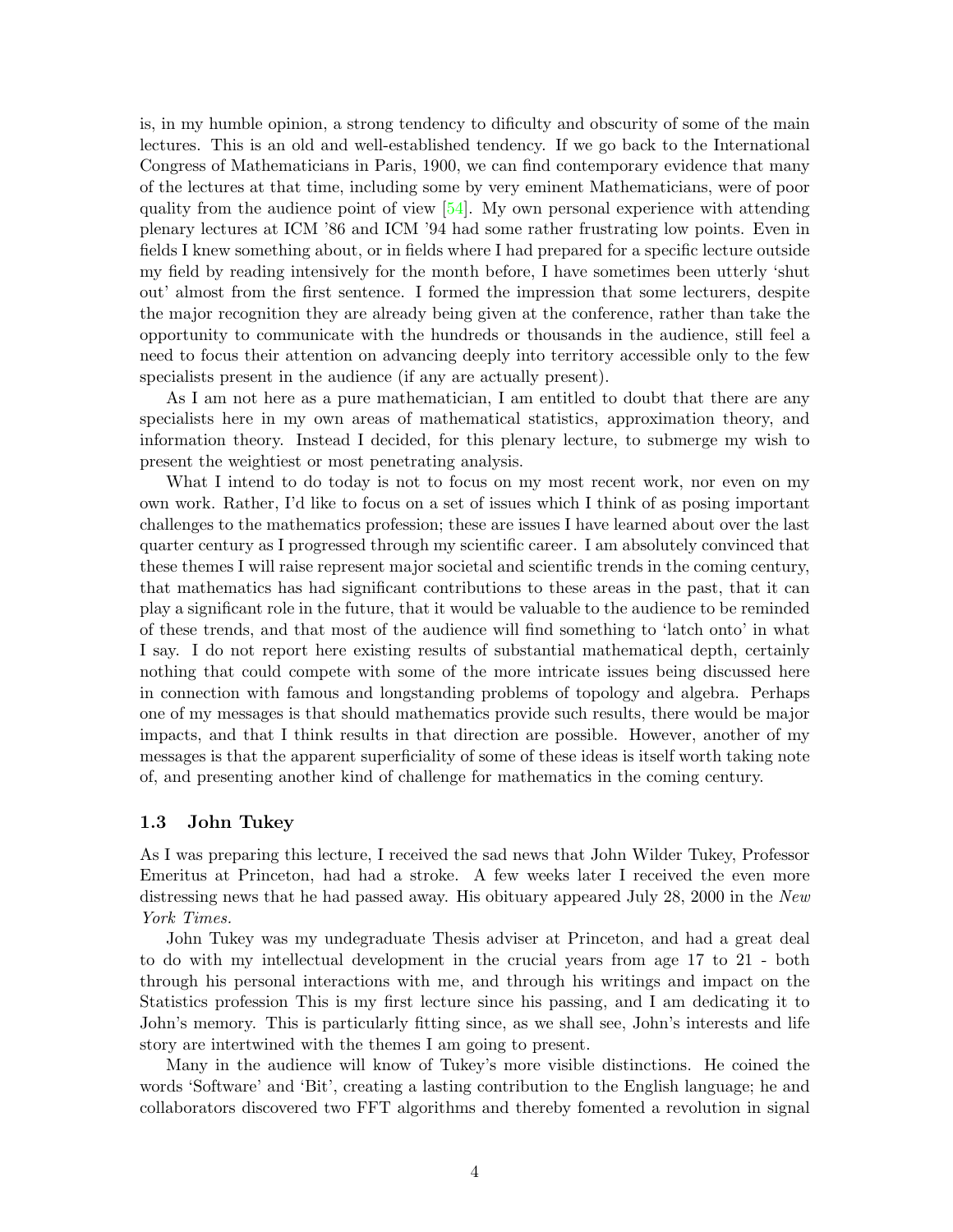is, in my humble opinion, a strong tendency to dificulty and obscurity of some of the main lectures. This is an old and well-established tendency. If we go back to the International Congress of Mathematicians in Paris, 1900, we can find contemporary evidence that many of the lectures at that time, including some by very eminent Mathematicians, were of poor quality from the audience point of view [54]. My own personal experience with attending plenary lectures at ICM '86 and ICM '94 had some rather frustrating low points. Even in fields I knew something about, or in fields where I had prepared for a specific lecture outside my field by reading intensively for the month before, I have sometimes been utterly 'shut out' almost from the first sentence. I formed the impression that some lecturers, despite the major recognition they are already being given at the conference, rather than take the opportunity to communicate with the hundreds or thousands in the audience, still feel a need to focus their attention on advancing deeply into territory accessible only to the few specialists present in the audience (if any are actually present).

As I am not here as a pure mathematician, I am entitled to doubt that there are any specialists here in my own areas of mathematical statistics, approximation theory, and information theory. Instead I decided, for this plenary lecture, to submerge my wish to present the weightiest or most penetrating analysis.

What I intend to do today is not to focus on my most recent work, nor even on my own work. Rather, I'd like to focus on a set of issues which I think of as posing important challenges to the mathematics profession; these are issues I have learned about over the last quarter century as I progressed through my scientific career. I am absolutely convinced that these themes I will raise represent major societal and scientific trends in the coming century, that mathematics has had significant contributions to these areas in the past, that it can play a significant role in the future, that it would be valuable to the audience to be reminded of these trends, and that most of the audience will find something to 'latch onto' in what I say. I do not report here existing results of substantial mathematical depth, certainly nothing that could compete with some of the more intricate issues being discussed here in connection with famous and longstanding problems of topology and algebra. Perhaps one of my messages is that should mathematics provide such results, there would be major impacts, and that I think results in that direction are possible. However, another of my messages is that the apparent superficiality of some of these ideas is itself worth taking note of, and presenting another kind of challenge for mathematics in the coming century.

### 1.3 John Tukey

As I was preparing this lecture, I received the sad news that John Wilder Tukey, Professor Emeritus at Princeton, had had a stroke. A few weeks later I received the even more distressing news that he had passed away. His obituary appeared July 28, 2000 in the *New York Times.*

John Tukey was my undegraduate Thesis adviser at Princeton, and had a great deal to do with my intellectual development in the crucial years from age 17 to 21 - both through his personal interactions with me, and through his writings and impact on the Statistics profession This is my first lecture since his passing, and I am dedicating it to John's memory. This is particularly fitting since, as we shall see, John's interests and life story are intertwined with the themes I am going to present.

Many in the audience will know of Tukey's more visible distinctions. He coined the words 'Software' and 'Bit', creating a lasting contribution to the English language; he and collaborators discovered two FFT algorithms and thereby fomented a revolution in signal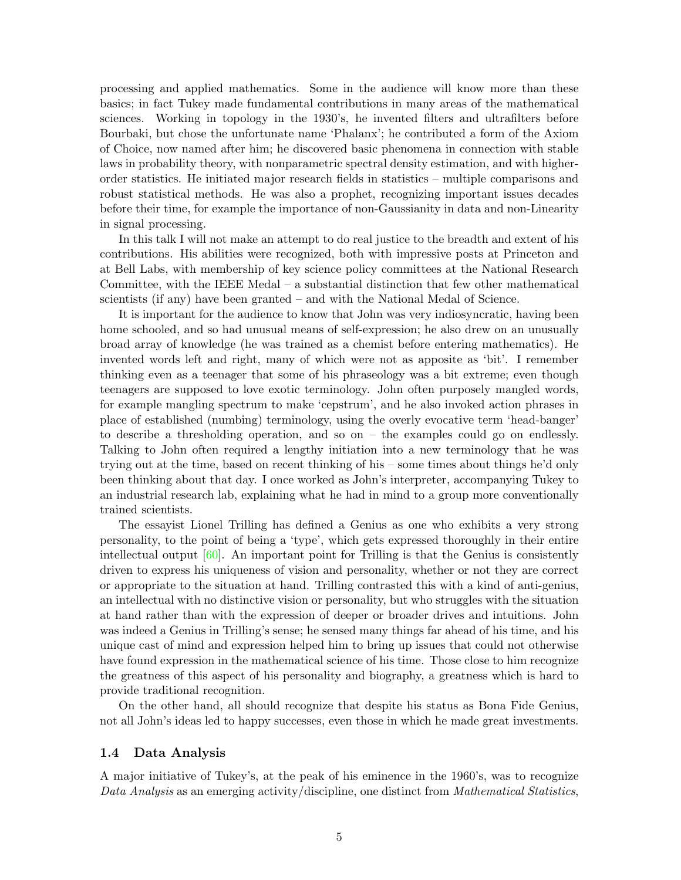processing and applied mathematics. Some in the audience will know more than these basics; in fact Tukey made fundamental contributions in many areas of the mathematical sciences. Working in topology in the 1930's, he invented filters and ultrafilters before Bourbaki, but chose the unfortunate name 'Phalanx'; he contributed a form of the Axiom of Choice, now named after him; he discovered basic phenomena in connection with stable laws in probability theory, with nonparametric spectral density estimation, and with higher-order statistics. He initiated major research fields in statistics – multiple comparisons and robust statistical methods. He was also a prophet, recognizing important issues decades before their time, for example the importance of non-Gaussianity in data and non-Linearity in signal processing.

In this talk I will not make an attempt to do real justice to the breadth and extent of his contributions. His abilities were recognized, both with impressive posts at Princeton and at Bell Labs, with membership of key science policy committees at the National Research Committee, with the IEEE Medal – a substantial distinction that few other mathematical scientists (if any) have been granted – and with the National Medal of Science.

It is important for the audience to know that John was very indiosyncratic, having been home schooled, and so had unusual means of self-expression; he also drew on an unusually broad array of knowledge (he was trained as a chemist before entering mathematics). He invented words left and right, many of which were not as apposite as 'bit'. I remember thinking even as a teenager that some of his phraseology was a bit extreme; even though teenagers are supposed to love exotic terminology. John often purposely mangled words, for example mangling spectrum to make 'cepstrum', and he also invoked action phrases in place of established (numbing) terminology, using the overly evocative term 'head-banger' to describe a thresholding operation, and so on – the examples could go on endlessly. Talking to John often required a lengthy initiation into a new terminology that he was trying out at the time, based on recent thinking of his – some times about things he'd only been thinking about that day. I once worked as John's interpreter, accompanying Tukey to an industrial research lab, explaining what he had in mind to a group more conventionally trained scientists.

The essayist Lionel Trilling has defined a Genius as one who exhibits a very strong personality, to the point of being a 'type', which gets expressed thoroughly in their entire intellectual output [60]. An important point for Trilling is that the Genius is consistently driven to express his uniqueness of vision and personality, whether or not they are correct or appropriate to the situation at hand. Trilling contrasted this with a kind of anti-genius, an intellectual with no distinctive vision or personality, but who struggles with the situation at hand rather than with the expression of deeper or broader drives and intuitions. John was indeed a Genius in Trilling's sense; he sensed many things far ahead of his time, and his unique cast of mind and expression helped him to bring up issues that could not otherwise have found expression in the mathematical science of his time. Those close to him recognize the greatness of this aspect of his personality and biography, a greatness which is hard to provide traditional recognition.

On the other hand, all should recognize that despite his status as Bona Fide Genius, not all John's ideas led to happy successes, even those in which he made great investments.

### 1.4 Data Analysis

A major initiative of Tukey's, at the peak of his eminence in the 1960's, was to recognize *Data Analysis* as an emerging activity/discipline, one distinct from *Mathematical Statistics*,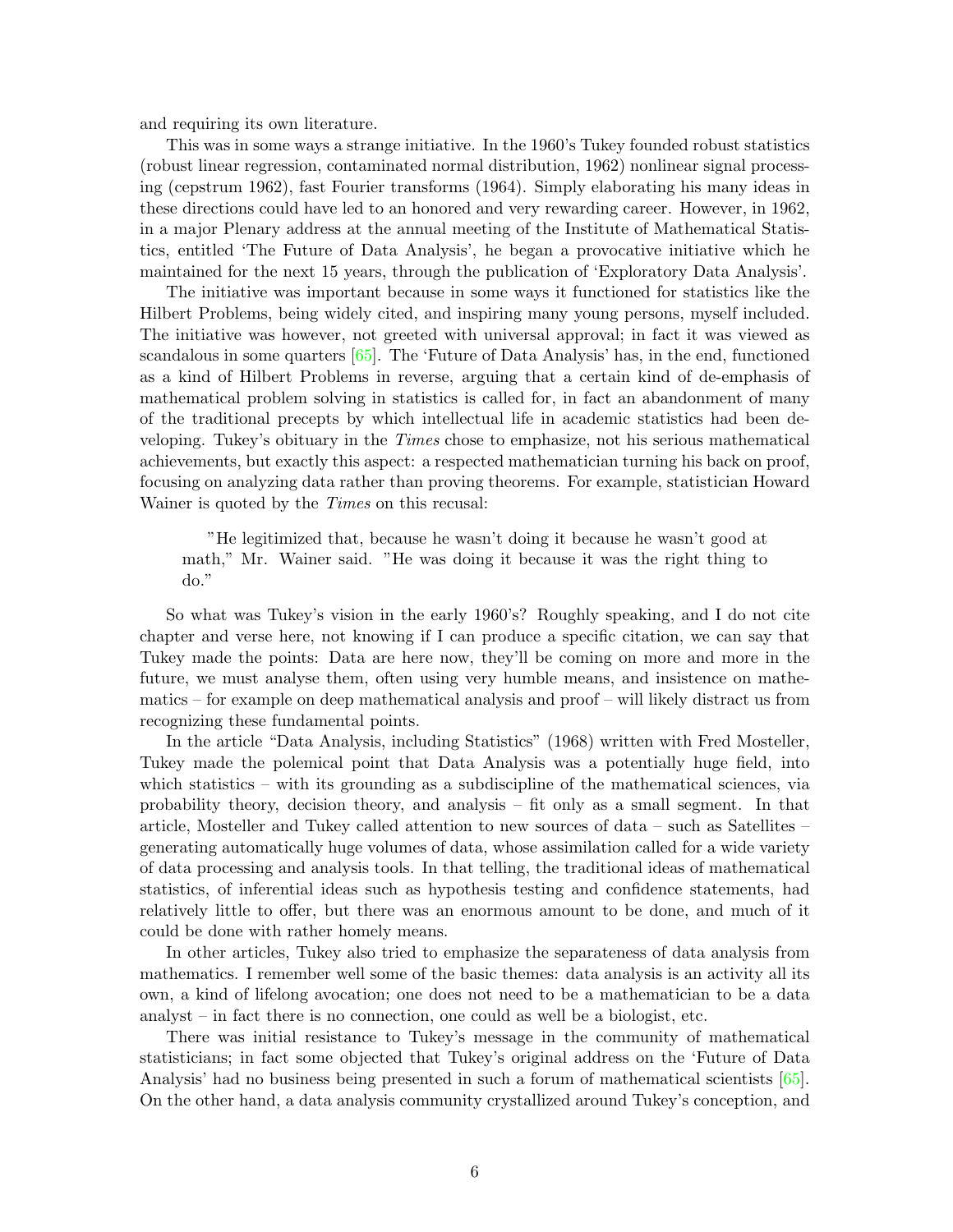and requiring its own literature.

This was in some ways a strange initiative. In the 1960's Tukey founded robust statistics (robust linear regression, contaminated normal distribution, 1962) nonlinear signal processing (cepstrum 1962), fast Fourier transforms (1964). Simply elaborating his many ideas in these directions could have led to an honored and very rewarding career. However, in 1962, in a major Plenary address at the annual meeting of the Institute of Mathematical Statistics, entitled 'The Future of Data Analysis', he began a provocative initiative which he maintained for the next 15 years, through the publication of 'Exploratory Data Analysis'.

The initiative was important because in some ways it functioned for statistics like the Hilbert Problems, being widely cited, and inspiring many young persons, myself included. The initiative was however, not greeted with universal approval; in fact it was viewed as scandalous in some quarters [65]. The 'Future of Data Analysis' has, in the end, functioned as a kind of Hilbert Problems in reverse, arguing that a certain kind of de-emphasis of mathematical problem solving in statistics is called for, in fact an abandonment of many of the traditional precepts by which intellectual life in academic statistics had been developing. Tukey's obituary in the *Times* chose to emphasize, not his serious mathematical achievements, but exactly this aspect: a respected mathematician turning his back on proof, focusing on analyzing data rather than proving theorems. For example, statistician Howard Wainer is quoted by the *Times* on this recusal:

> "He legitimized that, because he wasn't doing it because he wasn't good at math," Mr. Wainer said. "He was doing it because it was the right thing to do."

So what was Tukey's vision in the early 1960's? Roughly speaking, and I do not cite chapter and verse here, not knowing if I can produce a specific citation, we can say that Tukey made the points: Data are here now, they'll be coming on more and more in the future, we must analyse them, often using very humble means, and insistence on mathematics – for example on deep mathematical analysis and proof – will likely distract us from recognizing these fundamental points.

In the article "Data Analysis, including Statistics" (1968) written with Fred Mosteller, Tukey made the polemical point that Data Analysis was a potentially huge field, into which statistics – with its grounding as a subdiscipline of the mathematical sciences, via probability theory, decision theory, and analysis – fit only as a small segment. In that article, Mosteller and Tukey called attention to new sources of data – such as Satellites – generating automatically huge volumes of data, whose assimilation called for a wide variety of data processing and analysis tools. In that telling, the traditional ideas of mathematical statistics, of inferential ideas such as hypothesis testing and confidence statements, had relatively little to offer, but there was an enormous amount to be done, and much of it could be done with rather homely means.

In other articles, Tukey also tried to emphasize the separateness of data analysis from mathematics. I remember well some of the basic themes: data analysis is an activity all its own, a kind of lifelong avocation; one does not need to be a mathematician to be a data analyst – in fact there is no connection, one could as well be a biologist, etc.

There was initial resistance to Tukey's message in the community of mathematical statisticians; in fact some objected that Tukey's original address on the 'Future of Data Analysis' had no business being presented in such a forum of mathematical scientists [65]. On the other hand, a data analysis community crystallized around Tukey's conception, and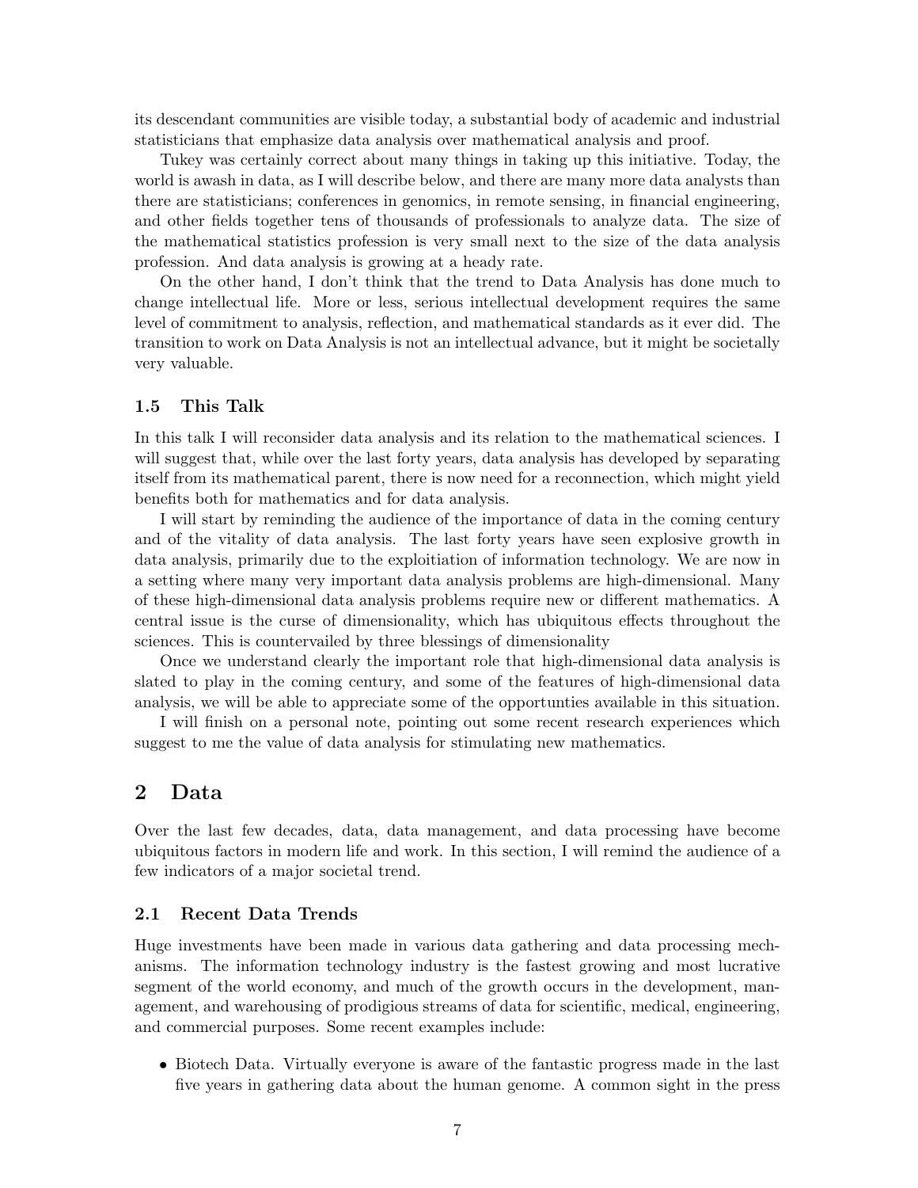its descendant communities are visible today, a substantial body of academic and industrial statisticians that emphasize data analysis over mathematical analysis and proof.

Tukey was certainly correct about many things in taking up this initiative. Today, the world is awash in data, as I will describe below, and there are many more data analysts than there are statisticians; conferences in genomics, in remote sensing, in financial engineering, and other fields together tens of thousands of professionals to analyze data. The size of the mathematical statistics profession is very small next to the size of the data analysis profession. And data analysis is growing at a heady rate.

On the other hand, I don't think that the trend to Data Analysis has done much to change intellectual life. More or less, serious intellectual development requires the same level of commitment to analysis, reflection, and mathematical standards as it ever did. The transition to work on Data Analysis is not an intellectual advance, but it might be societally very valuable.

### 1.5 This Talk

In this talk I will reconsider data analysis and its relation to the mathematical sciences. I will suggest that, while over the last forty years, data analysis has developed by separating itself from its mathematical parent, there is now need for a reconnection, which might yield benefits both for mathematics and for data analysis.

I will start by reminding the audience of the importance of data in the coming century and of the vitality of data analysis. The last forty years have seen explosive growth in data analysis, primarily due to the exploitiation of information technology. We are now in a setting where many very important data analysis problems are high-dimensional. Many of these high-dimensional data analysis problems require new or different mathematics. A central issue is the curse of dimensionality, which has ubiquitous effects throughout the sciences. This is countervailed by three blessings of dimensionality

Once we understand clearly the important role that high-dimensional data analysis is slated to play in the coming century, and some of the features of high-dimensional data analysis, we will be able to appreciate some of the opportunties available in this situation.

I will finish on a personal note, pointing out some recent research experiences which suggest to me the value of data analysis for stimulating new mathematics.

## 2 Data

Over the last few decades, data, data management, and data processing have become ubiquitous factors in modern life and work. In this section, I will remind the audience of a few indicators of a major societal trend.

### 2.1 Recent Data Trends

Huge investments have been made in various data gathering and data processing mechanisms. The information technology industry is the fastest growing and most lucrative segment of the world economy, and much of the growth occurs in the development, management, and warehousing of prodigious streams of data for scientific, medical, engineering, and commercial purposes. Some recent examples include:

- Biotech Data. Virtually everyone is aware of the fantastic progress made in the last five years in gathering data about the human genome. A common sight in the press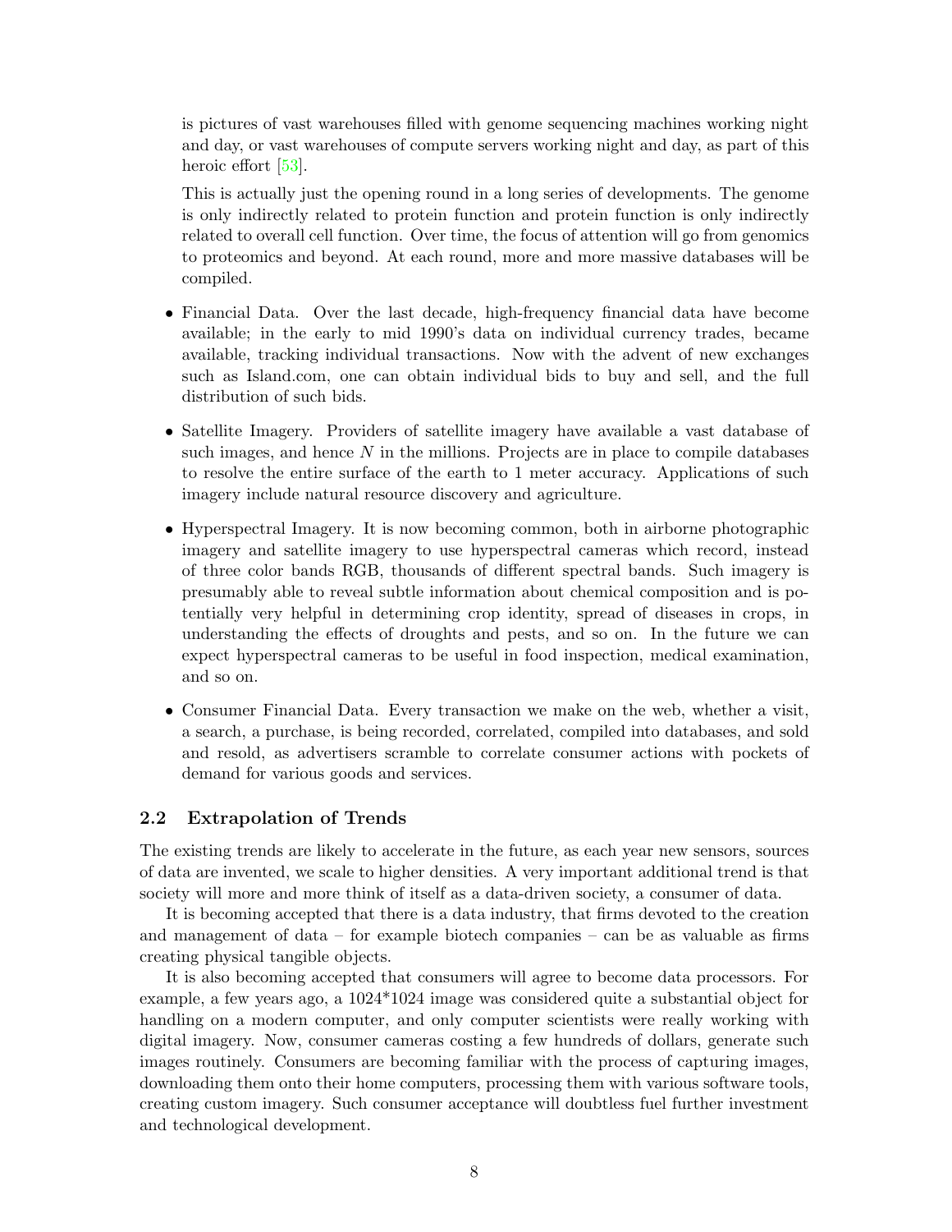is pictures of vast warehouses filled with genome sequencing machines working night and day, or vast warehouses of compute servers working night and day, as part of this heroic effort [53].

This is actually just the opening round in a long series of developments. The genome is only indirectly related to protein function and protein function is only indirectly related to overall cell function. Over time, the focus of attention will go from genomics to proteomics and beyond. At each round, more and more massive databases will be compiled.

- Financial Data. Over the last decade, high-frequency financial data have become available; in the early to mid 1990's data on individual currency trades, became available, tracking individual transactions. Now with the advent of new exchanges such as Island.com, one can obtain individual bids to buy and sell, and the full distribution of such bids.
- Satellite Imagery. Providers of satellite imagery have available a vast database of such images, and hence $N$ in the millions. Projects are in place to compile databases to resolve the entire surface of the earth to 1 meter accuracy. Applications of such imagery include natural resource discovery and agriculture.
- Hyperspectral Imagery. It is now becoming common, both in airborne photographic imagery and satellite imagery to use hyperspectral cameras which record, instead of three color bands RGB, thousands of different spectral bands. Such imagery is presumably able to reveal subtle information about chemical composition and is potentially very helpful in determining crop identity, spread of diseases in crops, in understanding the effects of droughts and pests, and so on. In the future we can expect hyperspectral cameras to be useful in food inspection, medical examination, and so on.
- Consumer Financial Data. Every transaction we make on the web, whether a visit, a search, a purchase, is being recorded, correlated, compiled into databases, and sold and resold, as advertisers scramble to correlate consumer actions with pockets of demand for various goods and services.

### 2.2 Extrapolation of Trends

The existing trends are likely to accelerate in the future, as each year new sensors, sources of data are invented, we scale to higher densities. A very important additional trend is that society will more and more think of itself as a data-driven society, a consumer of data.

It is becoming accepted that there is a data industry, that firms devoted to the creation and management of data – for example biotech companies – can be as valuable as firms creating physical tangible objects.

It is also becoming accepted that consumers will agree to become data processors. For example, a few years ago, a 1024*1024 image was considered quite a substantial object for handling on a modern computer, and only computer scientists were really working with digital imagery. Now, consumer cameras costing a few hundreds of dollars, generate such images routinely. Consumers are becoming familiar with the process of capturing images, downloading them onto their home computers, processing them with various software tools, creating custom imagery. Such consumer acceptance will doubtless fuel further investment and technological development.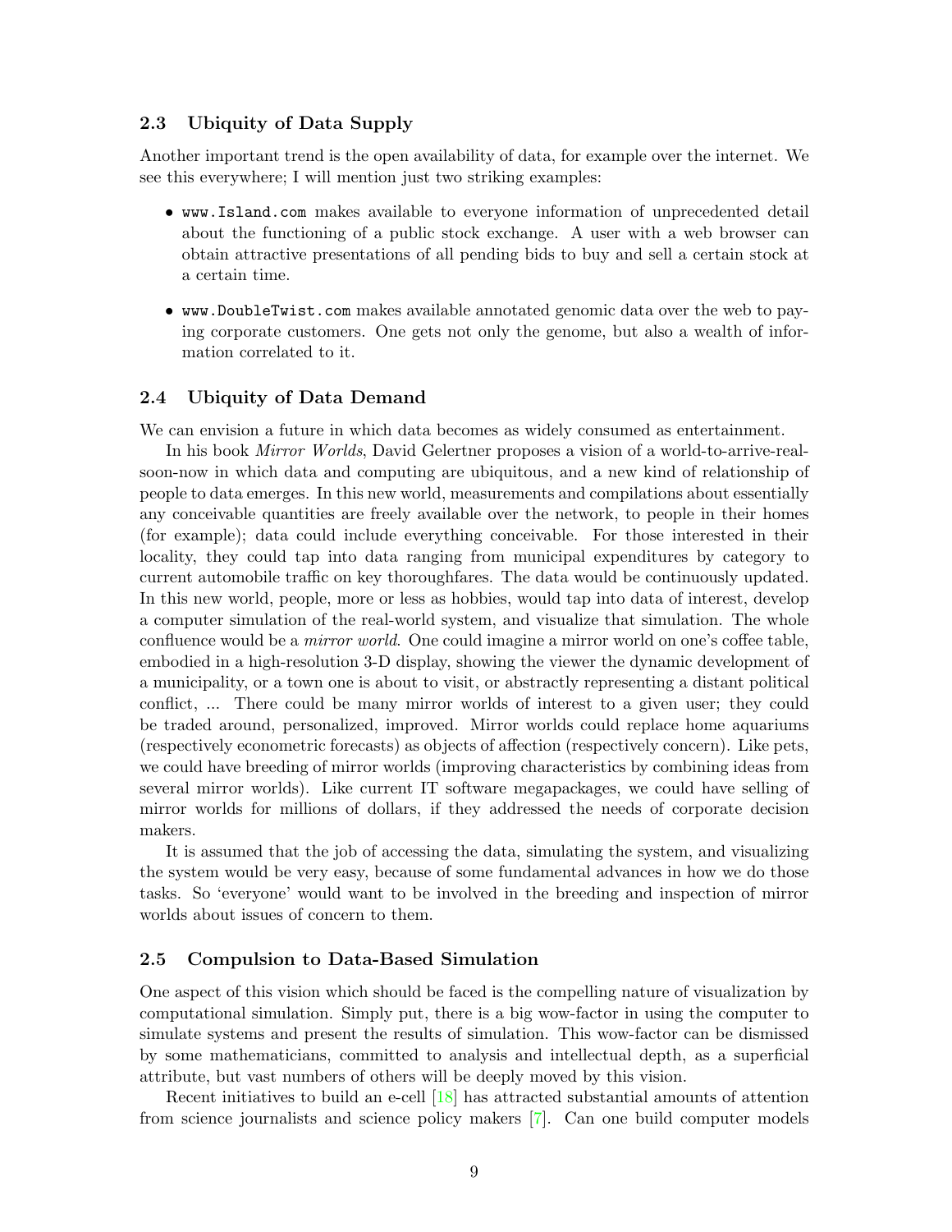### 2.3 Ubiquity of Data Supply

Another important trend is the open availability of data, for example over the internet. We see this everywhere; I will mention just two striking examples:

- `www.Island.com` makes available to everyone information of unprecedented detail about the functioning of a public stock exchange. A user with a web browser can obtain attractive presentations of all pending bids to buy and sell a certain stock at a certain time.
- `www.DoubleTwist.com` makes available annotated genomic data over the web to paying corporate customers. One gets not only the genome, but also a wealth of information correlated to it.

### 2.4 Ubiquity of Data Demand

We can envision a future in which data becomes as widely consumed as entertainment.

In his book *Mirror Worlds*, David Gelertner proposes a vision of a world-to-arrive-real-soon-now in which data and computing are ubiquitous, and a new kind of relationship of people to data emerges. In this new world, measurements and compilations about essentially any conceivable quantities are freely available over the network, to people in their homes (for example); data could include everything conceivable. For those interested in their locality, they could tap into data ranging from municipal expenditures by category to current automobile traffic on key thoroughfares. The data would be continuously updated. In this new world, people, more or less as hobbies, would tap into data of interest, develop a computer simulation of the real-world system, and visualize that simulation. The whole confluence would be a *mirror world*. One could imagine a mirror world on one's coffee table, embodied in a high-resolution 3-D display, showing the viewer the dynamic development of a municipality, or a town one is about to visit, or abstractly representing a distant political conflict, ... There could be many mirror worlds of interest to a given user; they could be traded around, personalized, improved. Mirror worlds could replace home aquariums (respectively econometric forecasts) as objects of affection (respectively concern). Like pets, we could have breeding of mirror worlds (improving characteristics by combining ideas from several mirror worlds). Like current IT software megapackages, we could have selling of mirror worlds for millions of dollars, if they addressed the needs of corporate decision makers.

It is assumed that the job of accessing the data, simulating the system, and visualizing the system would be very easy, because of some fundamental advances in how we do those tasks. So 'everyone' would want to be involved in the breeding and inspection of mirror worlds about issues of concern to them.

### 2.5 Compulsion to Data-Based Simulation

One aspect of this vision which should be faced is the compelling nature of visualization by computational simulation. Simply put, there is a big wow-factor in using the computer to simulate systems and present the results of simulation. This wow-factor can be dismissed by some mathematicians, committed to analysis and intellectual depth, as a superficial attribute, but vast numbers of others will be deeply moved by this vision.

Recent initiatives to build an e-cell [18] has attracted substantial amounts of attention from science journalists and science policy makers [7]. Can one build computer models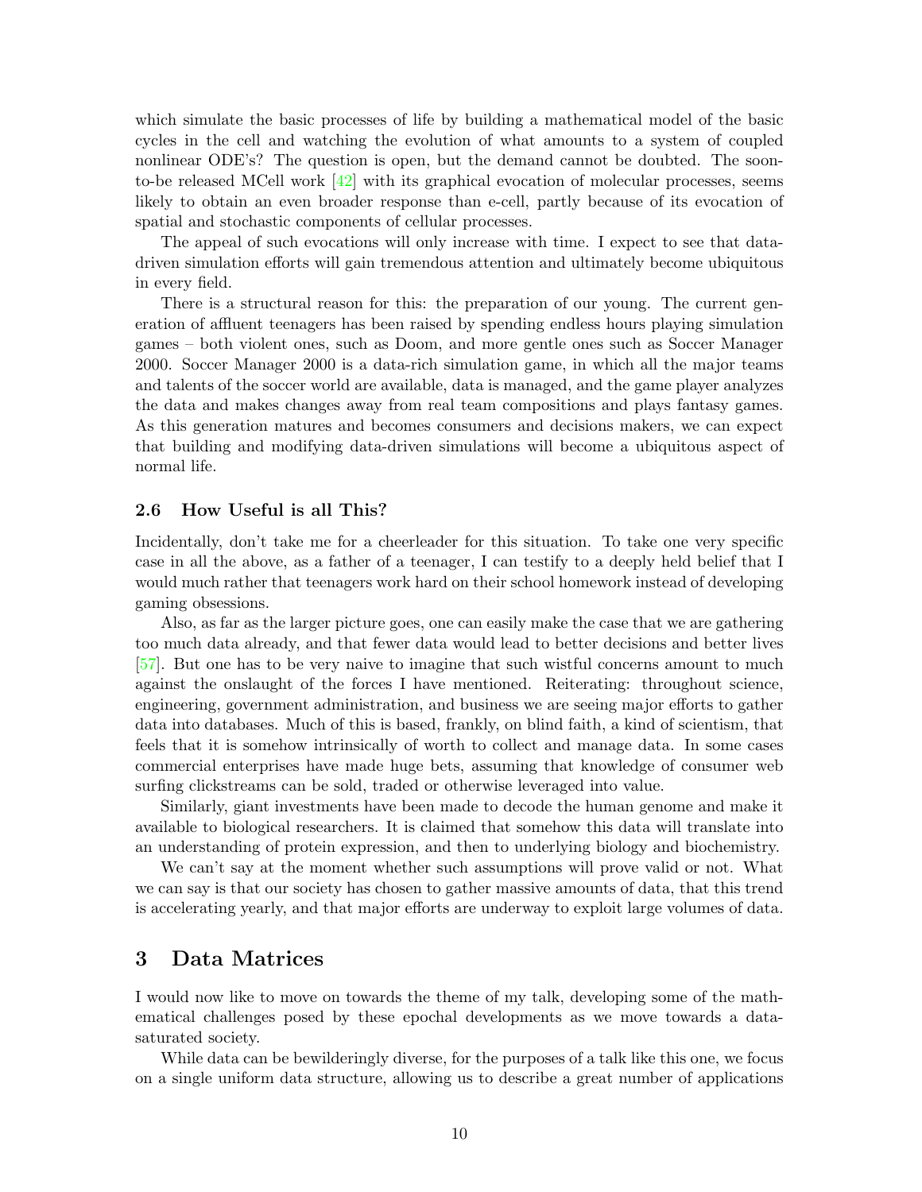which simulate the basic processes of life by building a mathematical model of the basic cycles in the cell and watching the evolution of what amounts to a system of coupled nonlinear ODE's? The question is open, but the demand cannot be doubted. The soon-to-be released MCell work [42] with its graphical evocation of molecular processes, seems likely to obtain an even broader response than e-cell, partly because of its evocation of spatial and stochastic components of cellular processes.

The appeal of such evocations will only increase with time. I expect to see that data-driven simulation efforts will gain tremendous attention and ultimately become ubiquitous in every field.

There is a structural reason for this: the preparation of our young. The current generation of affluent teenagers has been raised by spending endless hours playing simulation games – both violent ones, such as Doom, and more gentle ones such as Soccer Manager 2000. Soccer Manager 2000 is a data-rich simulation game, in which all the major teams and talents of the soccer world are available, data is managed, and the game player analyzes the data and makes changes away from real team compositions and plays fantasy games. As this generation matures and becomes consumers and decisions makers, we can expect that building and modifying data-driven simulations will become a ubiquitous aspect of normal life.

### 2.6 How Useful is all This?

Incidentally, don't take me for a cheerleader for this situation. To take one very specific case in all the above, as a father of a teenager, I can testify to a deeply held belief that I would much rather that teenagers work hard on their school homework instead of developing gaming obsessions.

Also, as far as the larger picture goes, one can easily make the case that we are gathering too much data already, and that fewer data would lead to better decisions and better lives [57]. But one has to be very naive to imagine that such wistful concerns amount to much against the onslaught of the forces I have mentioned. Reiterating: throughout science, engineering, government administration, and business we are seeing major efforts to gather data into databases. Much of this is based, frankly, on blind faith, a kind of scientism, that feels that it is somehow intrinsically of worth to collect and manage data. In some cases commercial enterprises have made huge bets, assuming that knowledge of consumer web surfing clickstreams can be sold, traded or otherwise leveraged into value.

Similarly, giant investments have been made to decode the human genome and make it available to biological researchers. It is claimed that somehow this data will translate into an understanding of protein expression, and then to underlying biology and biochemistry.

We can't say at the moment whether such assumptions will prove valid or not. What we can say is that our society has chosen to gather massive amounts of data, that this trend is accelerating yearly, and that major efforts are underway to exploit large volumes of data.

## 3 Data Matrices

I would now like to move on towards the theme of my talk, developing some of the mathematical challenges posed by these epochal developments as we move towards a data-saturated society.

While data can be bewilderingly diverse, for the purposes of a talk like this one, we focus on a single uniform data structure, allowing us to describe a great number of applications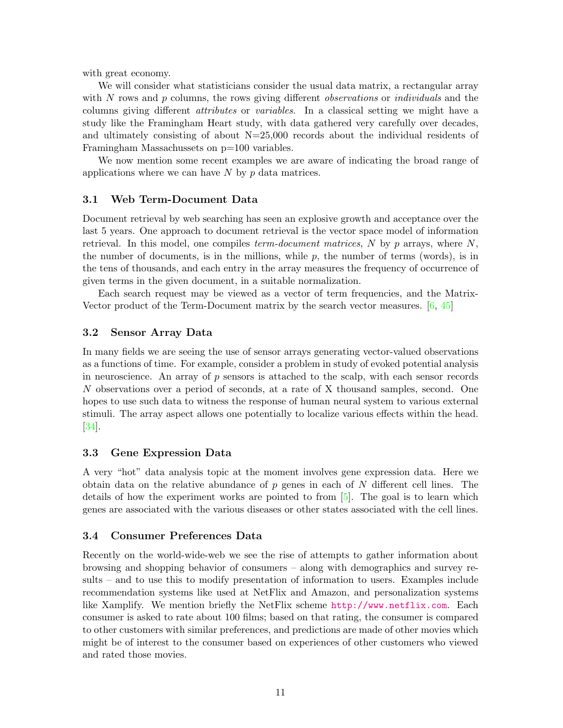with great economy.

We will consider what statisticians consider the usual data matrix, a rectangular array with $N$ rows and $p$ columns, the rows giving different *observations* or *individuals* and the columns giving different *attributes* or *variables*. In a classical setting we might have a study like the Framingham Heart study, with data gathered very carefully over decades, and ultimately consisting of about N=25,000 records about the individual residents of Framingham Massachussets on p=100 variables.

We now mention some recent examples we are aware of indicating the broad range of applications where we can have $N$ by $p$ data matrices.

### 3.1 Web Term-Document Data

Document retrieval by web searching has seen an explosive growth and acceptance over the last 5 years. One approach to document retrieval is the vector space model of information retrieval. In this model, one compiles *term-document matrices*, $N$ by $p$ arrays, where $N$, the number of documents, is in the millions, while $p$, the number of terms (words), is in the tens of thousands, and each entry in the array measures the frequency of occurrence of given terms in the given document, in a suitable normalization.

Each search request may be viewed as a vector of term frequencies, and the Matrix-Vector product of the Term-Document matrix by the search vector measures. [6, 45]

### 3.2 Sensor Array Data

In many fields we are seeing the use of sensor arrays generating vector-valued observations as a functions of time. For example, consider a problem in study of evoked potential analysis in neuroscience. An array of $p$ sensors is attached to the scalp, with each sensor records $N$ observations over a period of seconds, at a rate of X thousand samples, second. One hopes to use such data to witness the response of human neural system to various external stimuli. The array aspect allows one potentially to localize various effects within the head. [34].

### 3.3 Gene Expression Data

A very "hot" data analysis topic at the moment involves gene expression data. Here we obtain data on the relative abundance of $p$ genes in each of $N$ different cell lines. The details of how the experiment works are pointed to from [5]. The goal is to learn which genes are associated with the various diseases or other states associated with the cell lines.

### 3.4 Consumer Preferences Data

Recently on the world-wide-web we see the rise of attempts to gather information about browsing and shopping behavior of consumers – along with demographics and survey results – and to use this to modify presentation of information to users. Examples include recommendation systems like used at NetFlix and Amazon, and personalization systems like Xamplify. We mention briefly the NetFlix scheme http://www.netflix.com. Each consumer is asked to rate about 100 films; based on that rating, the consumer is compared to other customers with similar preferences, and predictions are made of other movies which might be of interest to the consumer based on experiences of other customers who viewed and rated those movies.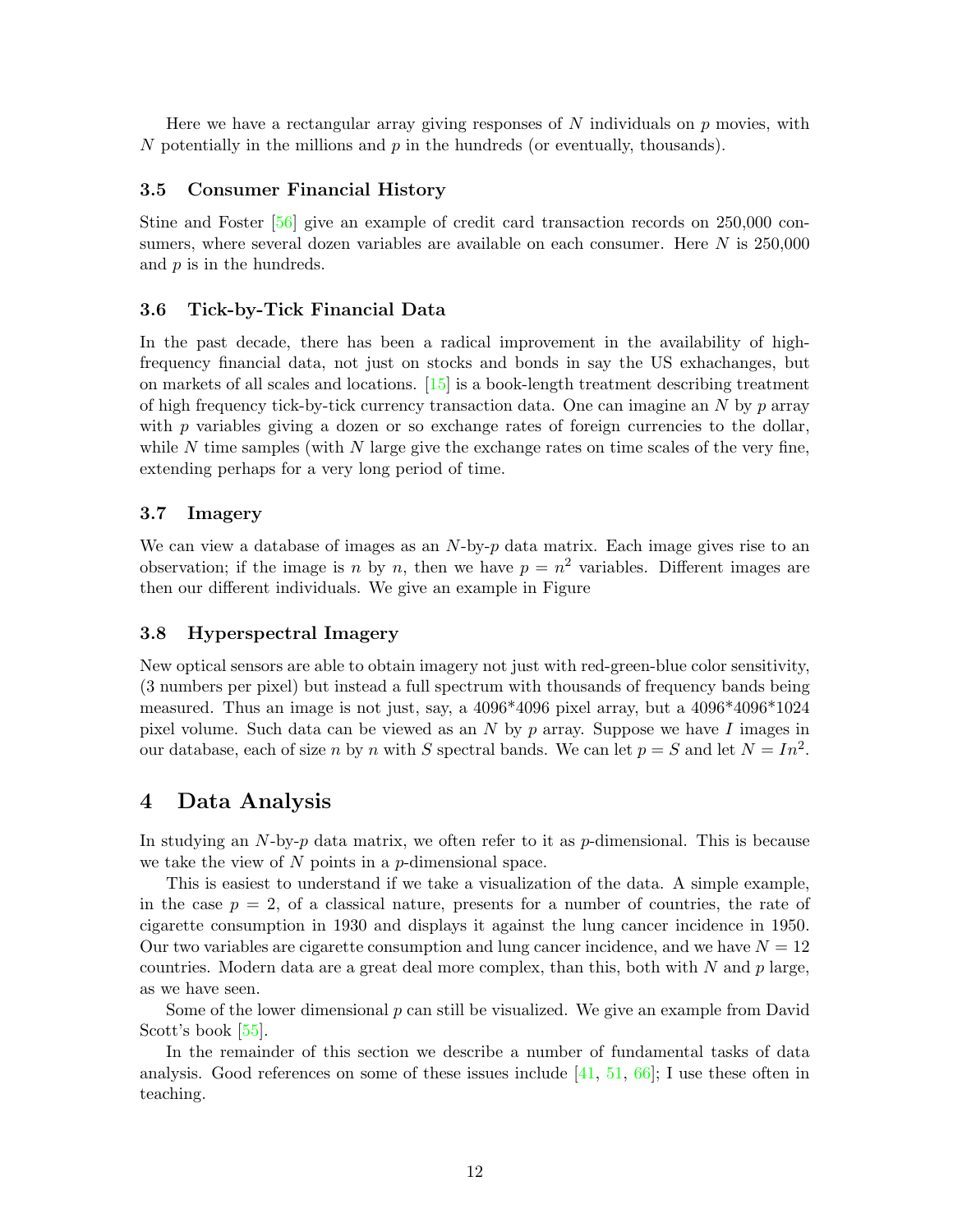Here we have a rectangular array giving responses of $N$ individuals on $p$ movies, with $N$ potentially in the millions and $p$ in the hundreds (or eventually, thousands).

### 3.5 Consumer Financial History

Stine and Foster [56] give an example of credit card transaction records on 250,000 consumers, where several dozen variables are available on each consumer. Here $N$ is 250,000 and $p$ is in the hundreds.

### 3.6 Tick-by-Tick Financial Data

In the past decade, there has been a radical improvement in the availability of high-frequency financial data, not just on stocks and bonds in say the US exhachanges, but on markets of all scales and locations. [15] is a book-length treatment describing treatment of high frequency tick-by-tick currency transaction data. One can imagine an $N$ by $p$ array with $p$ variables giving a dozen or so exchange rates of foreign currencies to the dollar, while $N$ time samples (with $N$ large give the exchange rates on time scales of the very fine, extending perhaps for a very long period of time.

### 3.7 Imagery

We can view a database of images as an $N$-by-$p$ data matrix. Each image gives rise to an observation; if the image is $n$ by $n$, then we have $p = n^2$ variables. Different images are then our different individuals. We give an example in Figure

### 3.8 Hyperspectral Imagery

New optical sensors are able to obtain imagery not just with red-green-blue color sensitivity, (3 numbers per pixel) but instead a full spectrum with thousands of frequency bands being measured. Thus an image is not just, say, a 4096*4096 pixel array, but a 4096*4096*1024 pixel volume. Such data can be viewed as an $N$ by $p$ array. Suppose we have $I$ images in our database, each of size $n$ by $n$ with $S$ spectral bands. We can let $p = S$ and let $N = In^2$.

## 4 Data Analysis

In studying an $N$-by-$p$ data matrix, we often refer to it as $p$-dimensional. This is because we take the view of $N$ points in a $p$-dimensional space.

This is easiest to understand if we take a visualization of the data. A simple example, in the case $p = 2$, of a classical nature, presents for a number of countries, the rate of cigarette consumption in 1930 and displays it against the lung cancer incidence in 1950. Our two variables are cigarette consumption and lung cancer incidence, and we have $N = 12$ countries. Modern data are a great deal more complex, than this, both with $N$ and $p$ large, as we have seen.

Some of the lower dimensional $p$ can still be visualized. We give an example from David Scott's book [55].

In the remainder of this section we describe a number of fundamental tasks of data analysis. Good references on some of these issues include [41, 51, 66]; I use these often in teaching.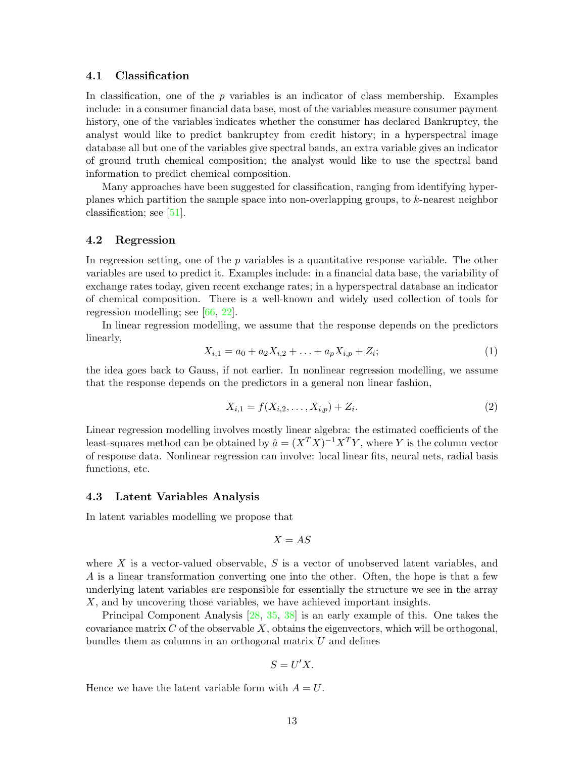### 4.1 Classification

In classification, one of the $p$ variables is an indicator of class membership. Examples include: in a consumer financial data base, most of the variables measure consumer payment history, one of the variables indicates whether the consumer has declared Bankruptcy, the analyst would like to predict bankruptcy from credit history; in a hyperspectral image database all but one of the variables give spectral bands, an extra variable gives an indicator of ground truth chemical composition; the analyst would like to use the spectral band information to predict chemical composition.

Many approaches have been suggested for classification, ranging from identifying hyperplanes which partition the sample space into non-overlapping groups, to $k$-nearest neighbor classification; see [51].

### 4.2 Regression

In regression setting, one of the $p$ variables is a quantitative response variable. The other variables are used to predict it. Examples include: in a financial data base, the variability of exchange rates today, given recent exchange rates; in a hyperspectral database an indicator of chemical composition. There is a well-known and widely used collection of tools for regression modelling; see [66, 22].

In linear regression modelling, we assume that the response depends on the predictors linearly,

$$X_{i,1} = a_0 + a_2 X_{i,2} + \ldots + a_p X_{i,p} + Z_i; \tag{1}$$

the idea goes back to Gauss, if not earlier. In nonlinear regression modelling, we assume that the response depends on the predictors in a general non linear fashion,

$$X_{i,1} = f(X_{i,2}, \ldots, X_{i,p}) + Z_i. \tag{2}$$

Linear regression modelling involves mostly linear algebra: the estimated coefficients of the least-squares method can be obtained by $\hat{a} = (X^T X)^{-1} X^T Y$, where $Y$ is the column vector of response data. Nonlinear regression can involve: local linear fits, neural nets, radial basis functions, etc.

### 4.3 Latent Variables Analysis

In latent variables modelling we propose that

$$X = AS$$

where $X$ is a vector-valued observable, $S$ is a vector of unobserved latent variables, and $A$ is a linear transformation converting one into the other. Often, the hope is that a few underlying latent variables are responsible for essentially the structure we see in the array $X$, and by uncovering those variables, we have achieved important insights.

Principal Component Analysis [28, 35, 38] is an early example of this. One takes the covariance matrix $C$ of the observable $X$, obtains the eigenvectors, which will be orthogonal, bundles them as columns in an orthogonal matrix $U$ and defines

$$S = U'X.$$

Hence we have the latent variable form with $A = U$.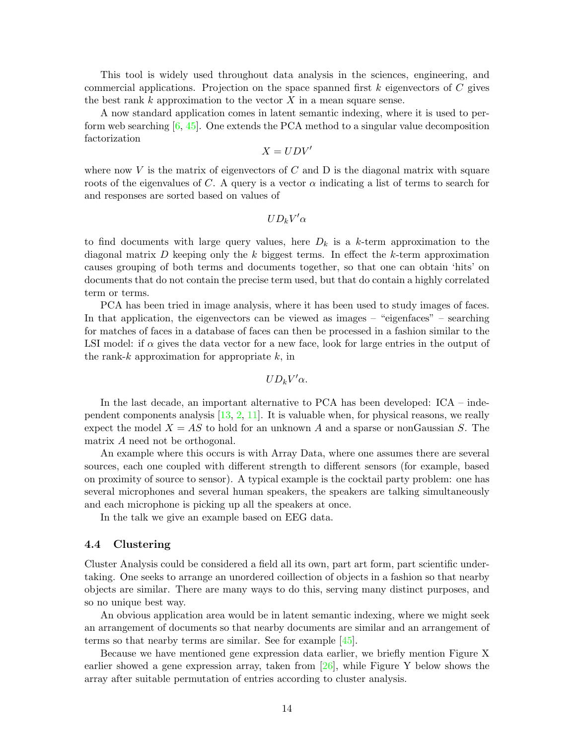This tool is widely used throughout data analysis in the sciences, engineering, and commercial applications. Projection on the space spanned first $k$ eigenvectors of $C$ gives the best rank $k$ approximation to the vector $X$ in a mean square sense.

A now standard application comes in latent semantic indexing, where it is used to perform web searching [6, 45]. One extends the PCA method to a singular value decomposition factorization

$$X = UDV'$$

where now $V$ is the matrix of eigenvectors of $C$ and D is the diagonal matrix with square roots of the eigenvalues of $C$. A query is a vector $\alpha$ indicating a list of terms to search for and responses are sorted based on values of

$$UD_k V' \alpha$$

to find documents with large query values, here $D_k$ is a $k$-term approximation to the diagonal matrix $D$ keeping only the $k$ biggest terms. In effect the $k$-term approximation causes grouping of both terms and documents together, so that one can obtain 'hits' on documents that do not contain the precise term used, but that do contain a highly correlated term or terms.

PCA has been tried in image analysis, where it has been used to study images of faces. In that application, the eigenvectors can be viewed as images – "eigenfaces" – searching for matches of faces in a database of faces can then be processed in a fashion similar to the LSI model: if $\alpha$ gives the data vector for a new face, look for large entries in the output of the rank-$k$ approximation for appropriate $k$, in

$$UD_k V' \alpha.$$

In the last decade, an important alternative to PCA has been developed: ICA – independent components analysis [13, 2, 11]. It is valuable when, for physical reasons, we really expect the model $X = AS$ to hold for an unknown $A$ and a sparse or nonGaussian $S$. The matrix $A$ need not be orthogonal.

An example where this occurs is with Array Data, where one assumes there are several sources, each one coupled with different strength to different sensors (for example, based on proximity of source to sensor). A typical example is the cocktail party problem: one has several microphones and several human speakers, the speakers are talking simultaneosly and each microphone is picking up all the speakers at once.

In the talk we give an example based on EEG data.

### 4.4 Clustering

Cluster Analysis could be considered a field all its own, part art form, part scientific undertaking. One seeks to arrange an unordered coillection of objects in a fashion so that nearby objects are similar. There are many ways to do this, serving many distinct purposes, and so no unique best way.

An obvious application area would be in latent semantic indexing, where we might seek an arrangement of documents so that nearby documents are similar and an arrangement of terms so that nearby terms are similar. See for example [45].

Because we have mentioned gene expression data earlier, we briefly mention Figure X earlier showed a gene expression array, taken from [26], while Figure Y below shows the array after suitable permutation of entries according to cluster analysis.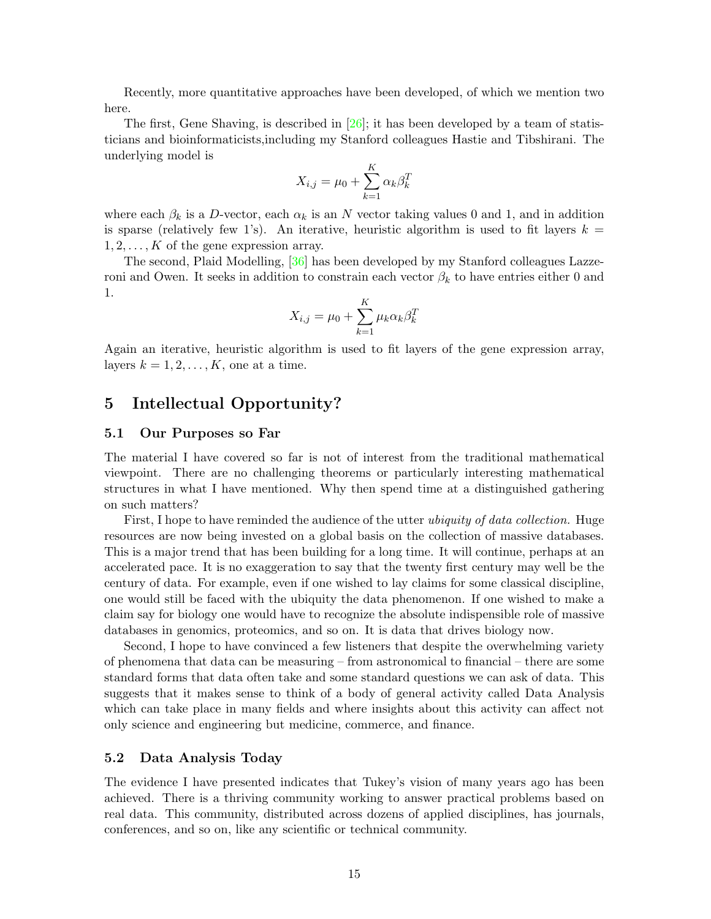Recently, more quantitative approaches have been developed, of which we mention two here.

The first, Gene Shaving, is described in [26]; it has been developed by a team of statisticians and bioinformaticists,including my Stanford colleagues Hastie and Tibshirani. The underlying model is

$$X_{i,j} = \mu_0 + \sum_{k=1}^{K} \alpha_k \beta_k^T$$

where each $\beta_k$ is a $D$-vector, each $\alpha_k$ is an $N$ vector taking values 0 and 1, and in addition is sparse (relatively few 1's). An iterative, heuristic algorithm is used to fit layers $k = 1, 2, \dots, K$ of the gene expression array.

The second, Plaid Modelling, [36] has been developed by my Stanford colleagues Lazzeroni and Owen. It seeks in addition to constrain each vector $\beta_k$ to have entries either 0 and 1.

$$X_{i,j} = \mu_0 + \sum_{k=1}^{K} \mu_k \alpha_k \beta_k^T$$

Again an iterative, heuristic algorithm is used to fit layers of the gene expression array, layers $k = 1, 2, \dots, K$, one at a time.

## 5 Intellectual Opportunity?

### 5.1 Our Purposes so Far

The material I have covered so far is not of interest from the traditional mathematical viewpoint. There are no challenging theorems or particularly interesting mathematical structures in what I have mentioned. Why then spend time at a distinguished gathering on such matters?

First, I hope to have reminded the audience of the utter *ubiquity of data collection.* Huge resources are now being invested on a global basis on the collection of massive databases. This is a major trend that has been building for a long time. It will continue, perhaps at an accelerated pace. It is no exaggeration to say that the twenty first century may well be the century of data. For example, even if one wished to lay claims for some classical discipline, one would still be faced with the ubiquity the data phenomenon. If one wished to make a claim say for biology one would have to recognize the absolute indispensible role of massive databases in genomics, proteomics, and so on. It is data that drives biology now.

Second, I hope to have convinced a few listeners that despite the overwhelming variety of phenomena that data can be measuring – from astronomical to financial – there are some standard forms that data often take and some standard questions we can ask of data. This suggests that it makes sense to think of a body of general activity called Data Analysis which can take place in many fields and where insights about this activity can affect not only science and engineering but medicine, commerce, and finance.

### 5.2 Data Analysis Today

The evidence I have presented indicates that Tukey's vision of many years ago has been achieved. There is a thriving community working to answer practical problems based on real data. This community, distributed across dozens of applied disciplines, has journals, conferences, and so on, like any scientific or technical community.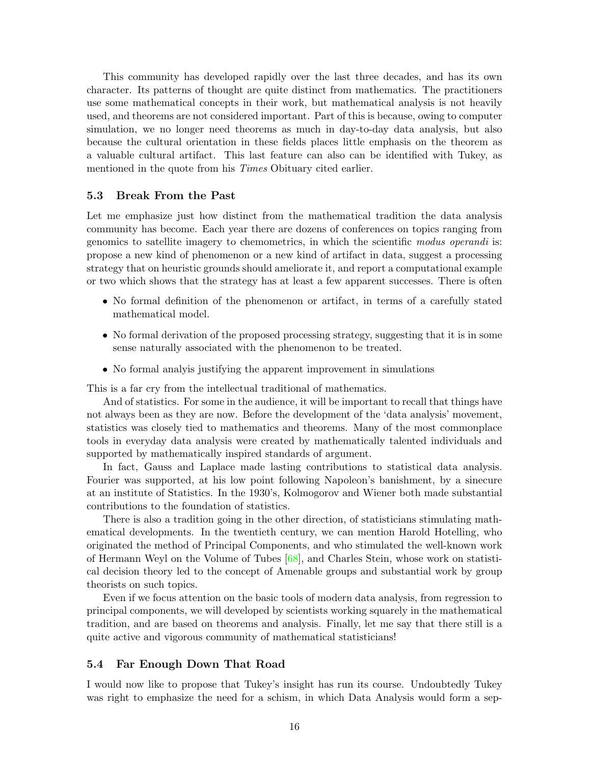This community has developed rapidly over the last three decades, and has its own character. Its patterns of thought are quite distinct from mathematics. The practitioners use some mathematical concepts in their work, but mathematical analysis is not heavily used, and theorems are not considered important. Part of this is because, owing to computer simulation, we no longer need theorems as much in day-to-day data analysis, but also because the cultural orientation in these fields places little emphasis on the theorem as a valuable cultural artifact. This last feature can also can be identified with Tukey, as mentioned in the quote from his *Times* Obituary cited earlier.

### 5.3 Break From the Past

Let me emphasize just how distinct from the mathematical tradition the data analysis community has become. Each year there are dozens of conferences on topics ranging from genomics to satellite imagery to chemometrics, in which the scientific *modus operandi* is: propose a new kind of phenomenon or a new kind of artifact in data, suggest a processing strategy that on heuristic grounds should ameliorate it, and report a computational example or two which shows that the strategy has at least a few apparent successes. There is often

- No formal definition of the phenomenon or artifact, in terms of a carefully stated mathematical model.
- No formal derivation of the proposed processing strategy, suggesting that it is in some sense naturally associated with the phenomenon to be treated.
- No formal analyis justifying the apparent improvement in simulations

This is a far cry from the intellectual traditional of mathematics.

And of statistics. For some in the audience, it will be important to recall that things have not always been as they are now. Before the development of the 'data analysis' movement, statistics was closely tied to mathematics and theorems. Many of the most commonplace tools in everyday data analysis were created by mathematically talented individuals and supported by mathematically inspired standards of argument.

In fact, Gauss and Laplace made lasting contributions to statistical data analysis. Fourier was supported, at his low point following Napoleon's banishment, by a sinecure at an institute of Statistics. In the 1930's, Kolmogorov and Wiener both made substantial contributions to the foundation of statistics.

There is also a tradition going in the other direction, of statisticians stimulating mathematical developments. In the twentieth century, we can mention Harold Hotelling, who originated the method of Principal Components, and who stimulated the well-known work of Hermann Weyl on the Volume of Tubes [68], and Charles Stein, whose work on statistical decision theory led to the concept of Amenable groups and substantial work by group theorists on such topics.

Even if we focus attention on the basic tools of modern data analysis, from regression to principal components, we will developed by scientists working squarely in the mathematical tradition, and are based on theorems and analysis. Finally, let me say that there still is a quite active and vigorous community of mathematical statisticians!

### 5.4 Far Enough Down That Road

I would now like to propose that Tukey's insight has run its course. Undoubtedly Tukey was right to emphasize the need for a schism, in which Data Analysis would form a sep-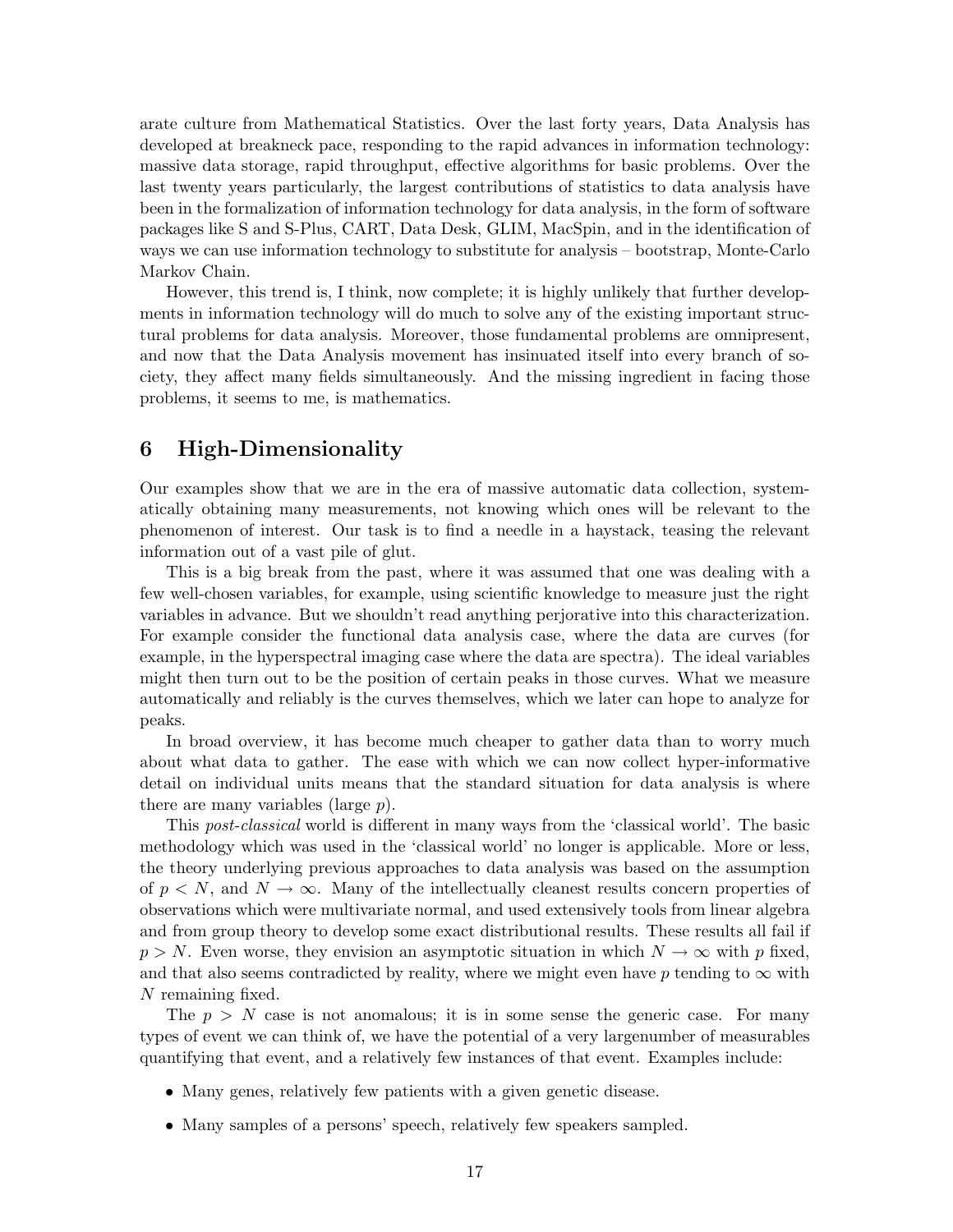arate culture from Mathematical Statistics. Over the last forty years, Data Analysis has developed at breakneck pace, responding to the rapid advances in information technology: massive data storage, rapid throughput, effective algorithms for basic problems. Over the last twenty years particularly, the largest contributions of statistics to data analysis have been in the formalization of information technology for data analysis, in the form of software packages like S and S-Plus, CART, Data Desk, GLIM, MacSpin, and in the identification of ways we can use information technology to substitute for analysis – bootstrap, Monte-Carlo Markov Chain.

However, this trend is, I think, now complete; it is highly unlikely that further developments in information technology will do much to solve any of the existing important structural problems for data analysis. Moreover, those fundamental problems are omnipresent, and now that the Data Analysis movement has insinuated itself into every branch of society, they affect many fields simultaneously. And the missing ingredient in facing those problems, it seems to me, is mathematics.

## 6 High-Dimensionality

Our examples show that we are in the era of massive automatic data collection, systematically obtaining many measurements, not knowing which ones will be relevant to the phenomenon of interest. Our task is to find a needle in a haystack, teasing the relevant information out of a vast pile of glut.

This is a big break from the past, where it was assumed that one was dealing with a few well-chosen variables, for example, using scientific knowledge to measure just the right variables in advance. But we shouldn't read anything perjorative into this characterization. For example consider the functional data analysis case, where the data are curves (for example, in the hyperspectral imaging case where the data are spectra). The ideal variables might then turn out to be the position of certain peaks in those curves. What we measure automatically and reliably is the curves themselves, which we later can hope to analyze for peaks.

In broad overview, it has become much cheaper to gather data than to worry much about what data to gather. The ease with which we can now collect hyper-informative detail on individual units means that the standard situation for data analysis is where there are many variables (large $p$).

This *post-classical* world is different in many ways from the 'classical world'. The basic methodology which was used in the 'classical world' no longer is applicable. More or less, the theory underlying previous approaches to data analysis was based on the assumption of $p < N$, and $N \to \infty$. Many of the intellectually cleanest results concern properties of observations which were multivariate normal, and used extensively tools from linear algebra and from group theory to develop some exact distributional results. These results all fail if $p > N$. Even worse, they envision an asymptotic situation in which $N \to \infty$ with $p$ fixed, and that also seems contradicted by reality, where we might even have $p$ tending to $\infty$ with $N$ remaining fixed.

The $p > N$ case is not anomalous; it is in some sense the generic case. For many types of event we can think of, we have the potential of a very largenumber of measurables quantifying that event, and a relatively few instances of that event. Examples include:

- Many genes, relatively few patients with a given genetic disease.
- Many samples of a persons' speech, relatively few speakers sampled.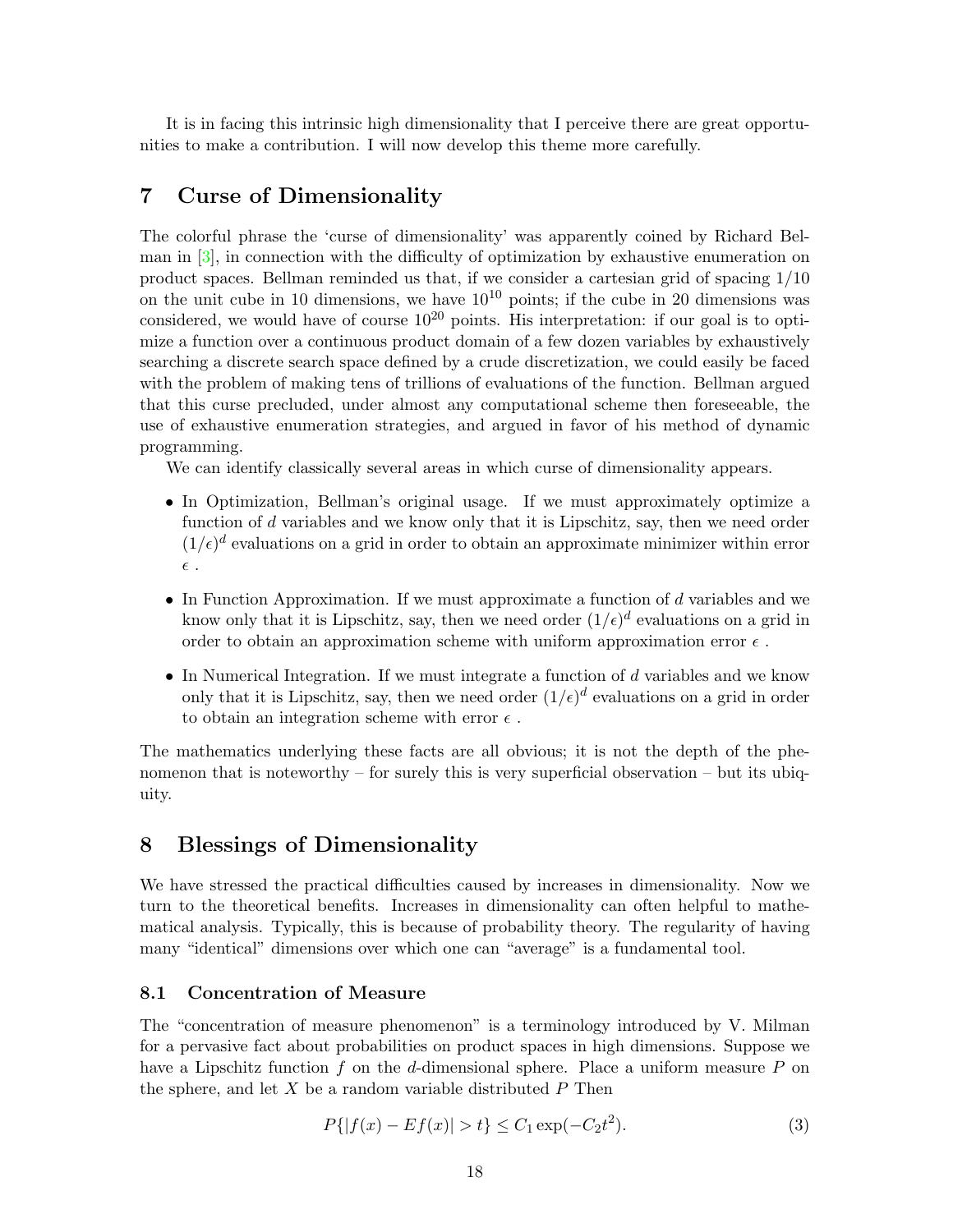It is in facing this intrinsic high dimensionality that I perceive there are great opportunities to make a contribution. I will now develop this theme more carefully.

## 7 Curse of Dimensionality

The colorful phrase the 'curse of dimensionality' was apparently coined by Richard Belman in [3], in connection with the difficulty of optimization by exhaustive enumeration on product spaces. Bellman reminded us that, if we consider a cartesian grid of spacing $1/10$ on the unit cube in 10 dimensions, we have $10^{10}$ points; if the cube in 20 dimensions was considered, we would have of course $10^{20}$ points. His interpretation: if our goal is to optimize a function over a continuous product domain of a few dozen variables by exhaustively searching a discrete search space defined by a crude discretization, we could easily be faced with the problem of making tens of trillions of evaluations of the function. Bellman argued that this curse precluded, under almost any computational scheme then foreseeable, the use of exhaustive enumeration strategies, and argued in favor of his method of dynamic programming.

We can identify classically several areas in which curse of dimensionality appears.

- In Optimization, Bellman's original usage. If we must approximately optimize a function of $d$ variables and we know only that it is Lipschitz, say, then we need order $(1/\epsilon)^d$ evaluations on a grid in order to obtain an approximate minimizer within error $\epsilon$ .
- In Function Approximation. If we must approximate a function of $d$ variables and we know only that it is Lipschitz, say, then we need order $(1/\epsilon)^d$ evaluations on a grid in order to obtain an approximation scheme with uniform approximation error $\epsilon$ .
- In Numerical Integration. If we must integrate a function of $d$ variables and we know only that it is Lipschitz, say, then we need order $(1/\epsilon)^d$ evaluations on a grid in order to obtain an integration scheme with error $\epsilon$ .

The mathematics underlying these facts are all obvious; it is not the depth of the phenomenon that is noteworthy – for surely this is very superficial observation – but its ubiquity.

## 8 Blessings of Dimensionality

We have stressed the practical difficulties caused by increases in dimensionality. Now we turn to the theoretical benefits. Increases in dimensionality can often helpful to mathematical analysis. Typically, this is because of probability theory. The regularity of having many "identical" dimensions over which one can "average" is a fundamental tool.

### 8.1 Concentration of Measure

The "concentration of measure phenomenon" is a terminology introduced by V. Milman for a pervasive fact about probabilities on product spaces in high dimensions. Suppose we have a Lipschitz function $f$ on the $d$-dimensional sphere. Place a uniform measure $P$ on the sphere, and let $X$ be a random variable distributed $P$ Then

$$P\{|f(x) - Ef(x)| > t\} \leq C_1 \exp(-C_2 t^2). \tag{3}$$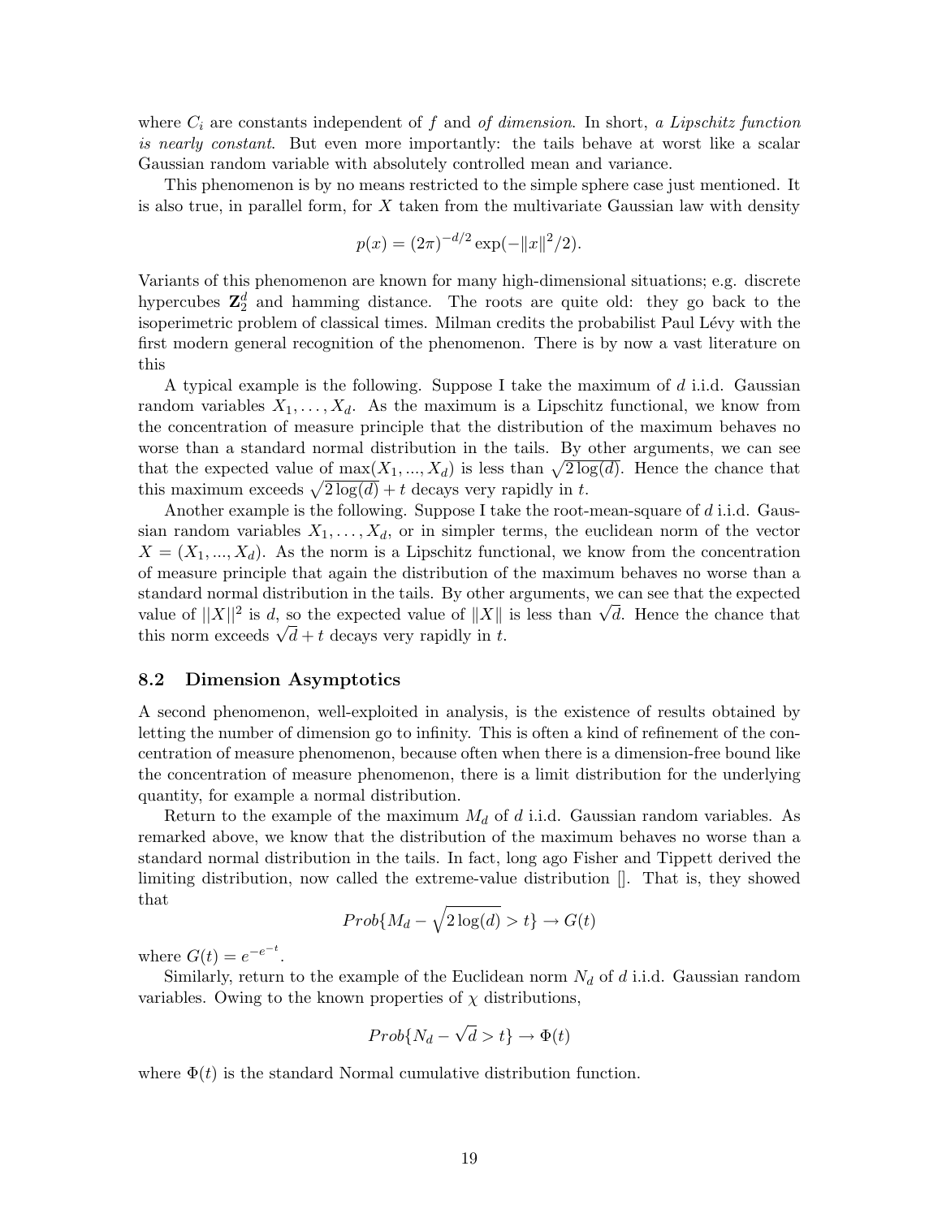where $C_i$ are constants independent of $f$ and *of dimension*. In short, *a Lipschitz function is nearly constant*. But even more importantly: the tails behave at worst like a scalar Gaussian random variable with absolutely controlled mean and variance.

This phenomenon is by no means restricted to the simple sphere case just mentioned. It is also true, in parallel form, for $X$ taken from the multivariate Gaussian law with density

$$p(x) = (2\pi)^{-d/2} \exp(-\|x\|^2/2).$$

Variants of this phenomenon are known for many high-dimensional situations; e.g. discrete hypercubes $\mathbf{Z}_2^d$ and hamming distance. The roots are quite old: they go back to the isoperimetric problem of classical times. Milman credits the probabilist Paul Lévy with the first modern general recognition of the phenomenon. There is by now a vast literature on this

A typical example is the following. Suppose I take the maximum of $d$ i.i.d. Gaussian random variables $X_1, \ldots, X_d$. As the maximum is a Lipschitz functional, we know from the concentration of measure principle that the distribution of the maximum behaves no worse than a standard normal distribution in the tails. By other arguments, we can see that the expected value of $\max(X_1, ..., X_d)$ is less than $\sqrt{2\log(d)}$. Hence the chance that this maximum exceeds $\sqrt{2\log(d)} + t$ decays very rapidly in $t$.

Another example is the following. Suppose I take the root-mean-square of $d$ i.i.d. Gaussian random variables $X_1, \ldots, X_d$, or in simpler terms, the euclidean norm of the vector $X = (X_1, ..., X_d)$. As the norm is a Lipschitz functional, we know from the concentration of measure principle that again the distribution of the maximum behaves no worse than a standard normal distribution in the tails. By other arguments, we can see that the expected value of $||X||^2$ is $d$, so the expected value of $\|X\|$ is less than $\sqrt{d}$. Hence the chance that this norm exceeds $\sqrt{d} + t$ decays very rapidly in $t$.

### 8.2 Dimension Asymptotics

A second phenomenon, well-exploited in analysis, is the existence of results obtained by letting the number of dimension go to infinity. This is often a kind of refinement of the concentration of measure phenomenon, because often when there is a dimension-free bound like the concentration of measure phenomenon, there is a limit distribution for the underlying quantity, for example a normal distribution.

Return to the example of the maximum $M_d$ of $d$ i.i.d. Gaussian random variables. As remarked above, we know that the distribution of the maximum behaves no worse than a standard normal distribution in the tails. In fact, long ago Fisher and Tippett derived the limiting distribution, now called the extreme-value distribution []. That is, they showed that

$$Prob\{M_d - \sqrt{2\log(d)} > t\} \to G(t)$$

where $G(t) = e^{-e^{-t}}$.

Similarly, return to the example of the Euclidean norm $N_d$ of $d$ i.i.d. Gaussian random variables. Owing to the known properties of $\chi$ distributions,

$$Prob\{N_d - \sqrt{d} > t\} \to \Phi(t)$$

where $\Phi(t)$ is the standard Normal cumulative distribution function.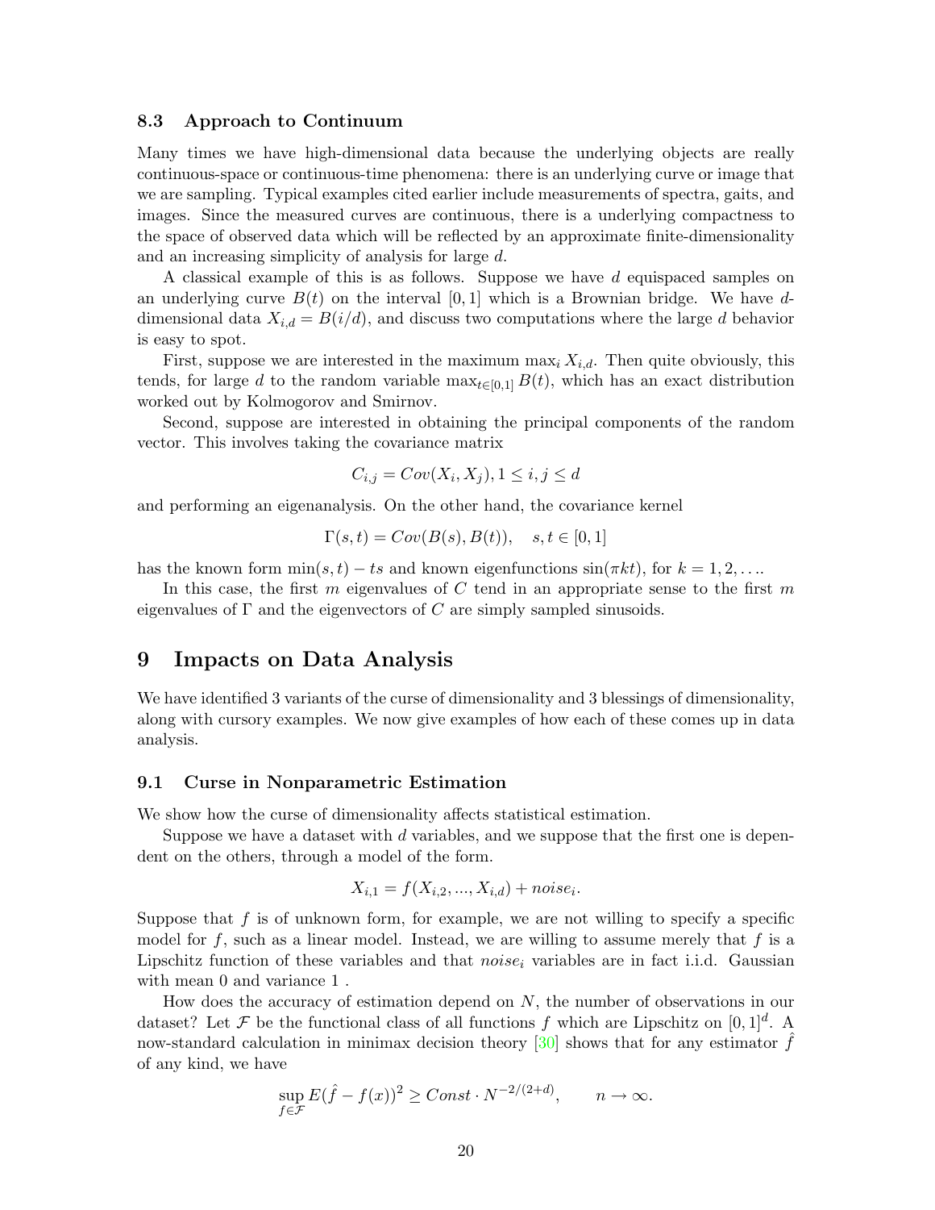### 8.3 Approach to Continuum

Many times we have high-dimensional data because the underlying objects are really continuous-space or continuous-time phenomena: there is an underlying curve or image that we are sampling. Typical examples cited earlier include measurements of spectra, gaits, and images. Since the measured curves are continuous, there is a underlying compactness to the space of observed data which will be reflected by an approximate finite-dimensionality and an increasing simplicity of analysis for large $d$.

A classical example of this is as follows. Suppose we have $d$ equispaced samples on an underlying curve $B(t)$ on the interval $[0, 1]$ which is a Brownian bridge. We have $d$-dimensional data $X_{i,d} = B(i/d)$, and discuss two computations where the large $d$ behavior is easy to spot.

First, suppose we are interested in the maximum $\max_i X_{i,d}$. Then quite obviously, this tends, for large $d$ to the random variable $\max_{t \in [0,1]} B(t)$, which has an exact distribution worked out by Kolmogorov and Smirnov.

Second, suppose are interested in obtaining the principal components of the random vector. This involves taking the covariance matrix

$$C_{i,j} = Cov(X_i, X_j), 1 \leq i, j \leq d$$

and performing an eigenanalysis. On the other hand, the covariance kernel

$$\Gamma(s, t) = Cov(B(s), B(t)), \quad s, t \in [0, 1]$$

has the known form $\min(s, t) - ts$ and known eigenfunctions $\sin(\pi k t)$, for $k = 1, 2, \ldots$.

In this case, the first $m$ eigenvalues of $C$ tend in an appropriate sense to the first $m$ eigenvalues of $\Gamma$ and the eigenvectors of $C$ are simply sampled sinusoids.

# 9 Impacts on Data Analysis

We have identified 3 variants of the curse of dimensionality and 3 blessings of dimensionality, along with cursory examples. We now give examples of how each of these comes up in data analysis.

### 9.1 Curse in Nonparametric Estimation

We show how the curse of dimensionality affects statistical estimation.

Suppose we have a dataset with $d$ variables, and we suppose that the first one is dependent on the others, through a model of the form.

$$X_{i,1} = f(X_{i,2}, ..., X_{i,d}) + noise_i.$$

Suppose that $f$ is of unknown form, for example, we are not willing to specify a specific model for $f$, such as a linear model. Instead, we are willing to assume merely that $f$ is a Lipschitz function of these variables and that $noise_i$ variables are in fact i.i.d. Gaussian with mean 0 and variance 1 .

How does the accuracy of estimation depend on $N$, the number of observations in our dataset? Let $\mathcal{F}$ be the functional class of all functions $f$ which are Lipschitz on $[0, 1]^d$. A now-standard calculation in minimax decision theory [30] shows that for any estimator $\hat{f}$ of any kind, we have

$$\sup_{f \in \mathcal{F}} E(\hat{f} - f(x))^2 \geq Const \cdot N^{-2/(2+d)}, \qquad n \to \infty.$$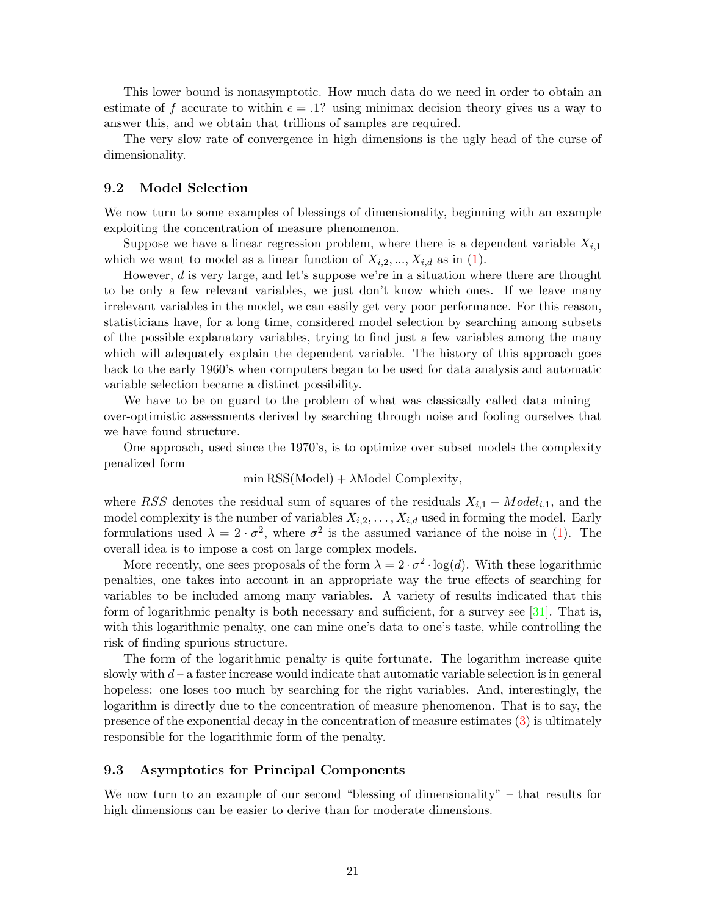This lower bound is nonasymptotic. How much data do we need in order to obtain an estimate of $f$ accurate to within $\epsilon = .1$? using minimax decision theory gives us a way to answer this, and we obtain that trillions of samples are required.

The very slow rate of convergence in high dimensions is the ugly head of the curse of dimensionality.

### 9.2 Model Selection

We now turn to some examples of blessings of dimensionality, beginning with an example exploiting the concentration of measure phenomenon.

Suppose we have a linear regression problem, where there is a dependent variable $X_{i,1}$ which we want to model as a linear function of $X_{i,2}, ..., X_{i,d}$ as in (1).

However, $d$ is very large, and let's suppose we're in a situation where there are thought to be only a few relevant variables, we just don't know which ones. If we leave many irrelevant variables in the model, we can easily get very poor performance. For this reason, statisticians have, for a long time, considered model selection by searching among subsets of the possible explanatory variables, trying to find just a few variables among the many which will adequately explain the dependent variable. The history of this approach goes back to the early 1960's when computers began to be used for data analysis and automatic variable selection became a distinct possibility.

We have to be on guard to the problem of what was classically called data mining – over-optimistic assessments derived by searching through noise and fooling ourselves that we have found structure.

One approach, used since the 1970's, is to optimize over subset models the complexity penalized form

$$\min \mathrm{RSS}(\mathrm{Model}) + \lambda \mathrm{Model\ Complexity},$$

where $RSS$ denotes the residual sum of squares of the residuals $X_{i,1} - Model_{i,1}$, and the model complexity is the number of variables $X_{i,2}, \ldots, X_{i,d}$ used in forming the model. Early formulations used $\lambda = 2 \cdot \sigma^2$, where $\sigma^2$ is the assumed variance of the noise in (1). The overall idea is to impose a cost on large complex models.

More recently, one sees proposals of the form $\lambda = 2 \cdot \sigma^2 \cdot \log(d)$. With these logarithmic penalties, one takes into account in an appropriate way the true effects of searching for variables to be included among many variables. A variety of results indicated that this form of logarithmic penalty is both necessary and sufficient, for a survey see [31]. That is, with this logarithmic penalty, one can mine one's data to one's taste, while controlling the risk of finding spurious structure.

The form of the logarithmic penalty is quite fortunate. The logarithm increase quite slowly with $d$ – a faster increase would indicate that automatic variable selection is in general hopeless: one loses too much by searching for the right variables. And, interestingly, the logarithm is directly due to the concentration of measure phenomenon. That is to say, the presence of the exponential decay in the concentration of measure estimates (3) is ultimately responsible for the logarithmic form of the penalty.

### 9.3 Asymptotics for Principal Components

We now turn to an example of our second "blessing of dimensionality" – that results for high dimensions can be easier to derive than for moderate dimensions.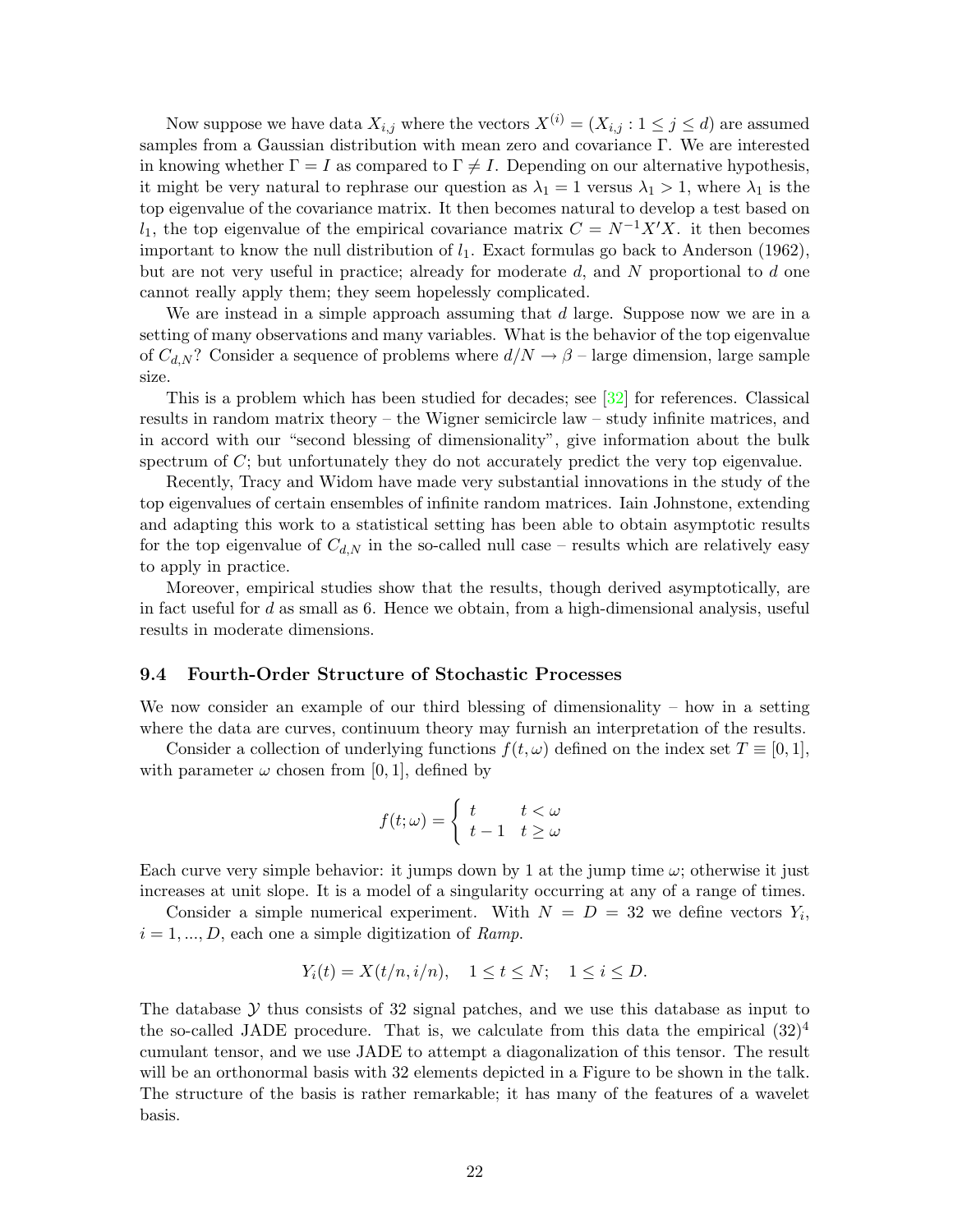Now suppose we have data $X_{i,j}$ where the vectors $X^{(i)} = (X_{i,j} : 1 \leq j \leq d)$ are assumed samples from a Gaussian distribution with mean zero and covariance $\Gamma$. We are interested in knowing whether $\Gamma = I$ as compared to $\Gamma \neq I$. Depending on our alternative hypothesis, it might be very natural to rephrase our question as $\lambda_1 = 1$ versus $\lambda_1 > 1$, where $\lambda_1$ is the top eigenvalue of the covariance matrix. It then becomes natural to develop a test based on $l_1$, the top eigenvalue of the empirical covariance matrix $C = N^{-1}X'X$. it then becomes important to know the null distribution of $l_1$. Exact formulas go back to Anderson (1962), but are not very useful in practice; already for moderate $d$, and $N$ proportional to $d$ one cannot really apply them; they seem hopelessly complicated.

We are instead in a simple approach assuming that $d$ large. Suppose now we are in a setting of many observations and many variables. What is the behavior of the top eigenvalue of $C_{d,N}$? Consider a sequence of problems where $d/N \to \beta$ – large dimension, large sample size.

This is a problem which has been studied for decades; see [32] for references. Classical results in random matrix theory – the Wigner semicircle law – study infinite matrices, and in accord with our "second blessing of dimensionality", give information about the bulk spectrum of $C$; but unfortunately they do not accurately predict the very top eigenvalue.

Recently, Tracy and Widom have made very substantial innovations in the study of the top eigenvalues of certain ensembles of infinite random matrices. Iain Johnstone, extending and adapting this work to a statistical setting has been able to obtain asymptotic results for the top eigenvalue of $C_{d,N}$ in the so-called null case – results which are relatively easy to apply in practice.

Moreover, empirical studies show that the results, though derived asymptotically, are in fact useful for $d$ as small as 6. Hence we obtain, from a high-dimensional analysis, useful results in moderate dimensions.

### 9.4 Fourth-Order Structure of Stochastic Processes

We now consider an example of our third blessing of dimensionality – how in a setting where the data are curves, continuum theory may furnish an interpretation of the results.

Consider a collection of underlying functions $f(t, \omega)$ defined on the index set $T \equiv [0, 1]$, with parameter $\omega$ chosen from $[0, 1]$, defined by

$$f(t; \omega) = \begin{cases} t & t < \omega \\ t - 1 & t \geq \omega \end{cases}$$

Each curve very simple behavior: it jumps down by 1 at the jump time $\omega$; otherwise it just increases at unit slope. It is a model of a singularity occurring at any of a range of times.

Consider a simple numerical experiment. With $N = D = 32$ we define vectors $Y_i$, $i = 1, ..., D$, each one a simple digitization of *Ramp*.

$$Y_i(t) = X(t/n, i/n), \quad 1 \leq t \leq N; \quad 1 \leq i \leq D.$$

The database $\mathcal{Y}$ thus consists of 32 signal patches, and we use this database as input to the so-called JADE procedure. That is, we calculate from this data the empirical $(32)^4$ cumulant tensor, and we use JADE to attempt a diagonalization of this tensor. The result will be an orthonormal basis with 32 elements depicted in a Figure to be shown in the talk. The structure of the basis is rather remarkable; it has many of the features of a wavelet basis.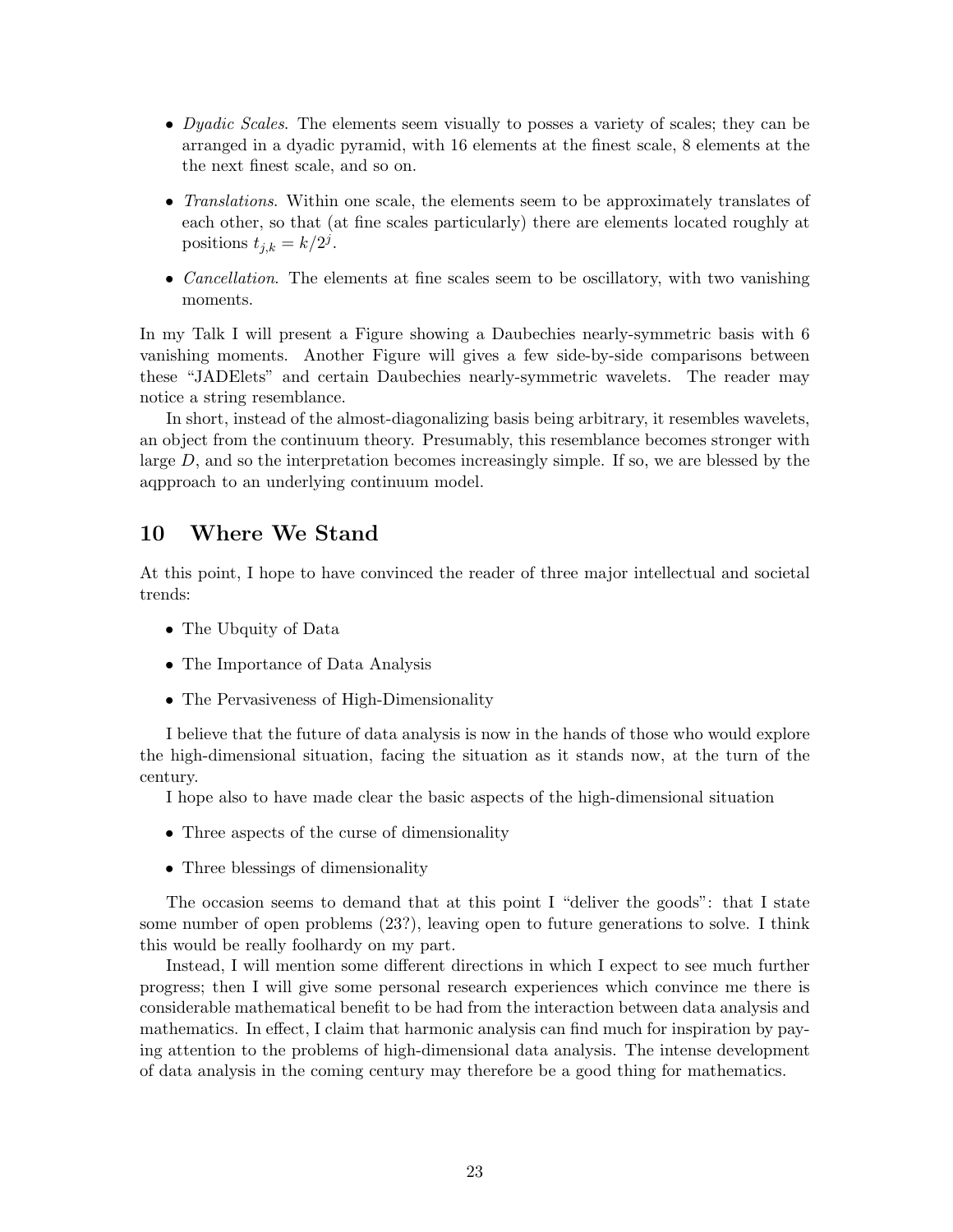- *Dyadic Scales.* The elements seem visually to posses a variety of scales; they can be arranged in a dyadic pyramid, with 16 elements at the finest scale, 8 elements at the the next finest scale, and so on.
- *Translations.* Within one scale, the elements seem to be approximately translates of each other, so that (at fine scales particularly) there are elements located roughly at positions $t_{j,k} = k/2^j$.
- *Cancellation.* The elements at fine scales seem to be oscillatory, with two vanishing moments.

In my Talk I will present a Figure showing a Daubechies nearly-symmetric basis with 6 vanishing moments. Another Figure will gives a few side-by-side comparisons between these "JADElets" and certain Daubechies nearly-symmetric wavelets. The reader may notice a string resemblance.

In short, instead of the almost-diagonalizing basis being arbitrary, it resembles wavelets, an object from the continuum theory. Presumably, this resemblance becomes stronger with large $D$, and so the interpretation becomes increasingly simple. If so, we are blessed by the aqpproach to an underlying continuum model.

## 10 Where We Stand

At this point, I hope to have convinced the reader of three major intellectual and societal trends:

- The Ubquity of Data
- The Importance of Data Analysis
- The Pervasiveness of High-Dimensionality

I believe that the future of data analysis is now in the hands of those who would explore the high-dimensional situation, facing the situation as it stands now, at the turn of the century.

I hope also to have made clear the basic aspects of the high-dimensional situation

- Three aspects of the curse of dimensionality
- Three blessings of dimensionality

The occasion seems to demand that at this point I "deliver the goods": that I state some number of open problems (23?), leaving open to future generations to solve. I think this would be really foolhardy on my part.

Instead, I will mention some different directions in which I expect to see much further progress; then I will give some personal research experiences which convince me there is considerable mathematical benefit to be had from the interaction between data analysis and mathematics. In effect, I claim that harmonic analysis can find much for inspiration by paying attention to the problems of high-dimensional data analysis. The intense development of data analysis in the coming century may therefore be a good thing for mathematics.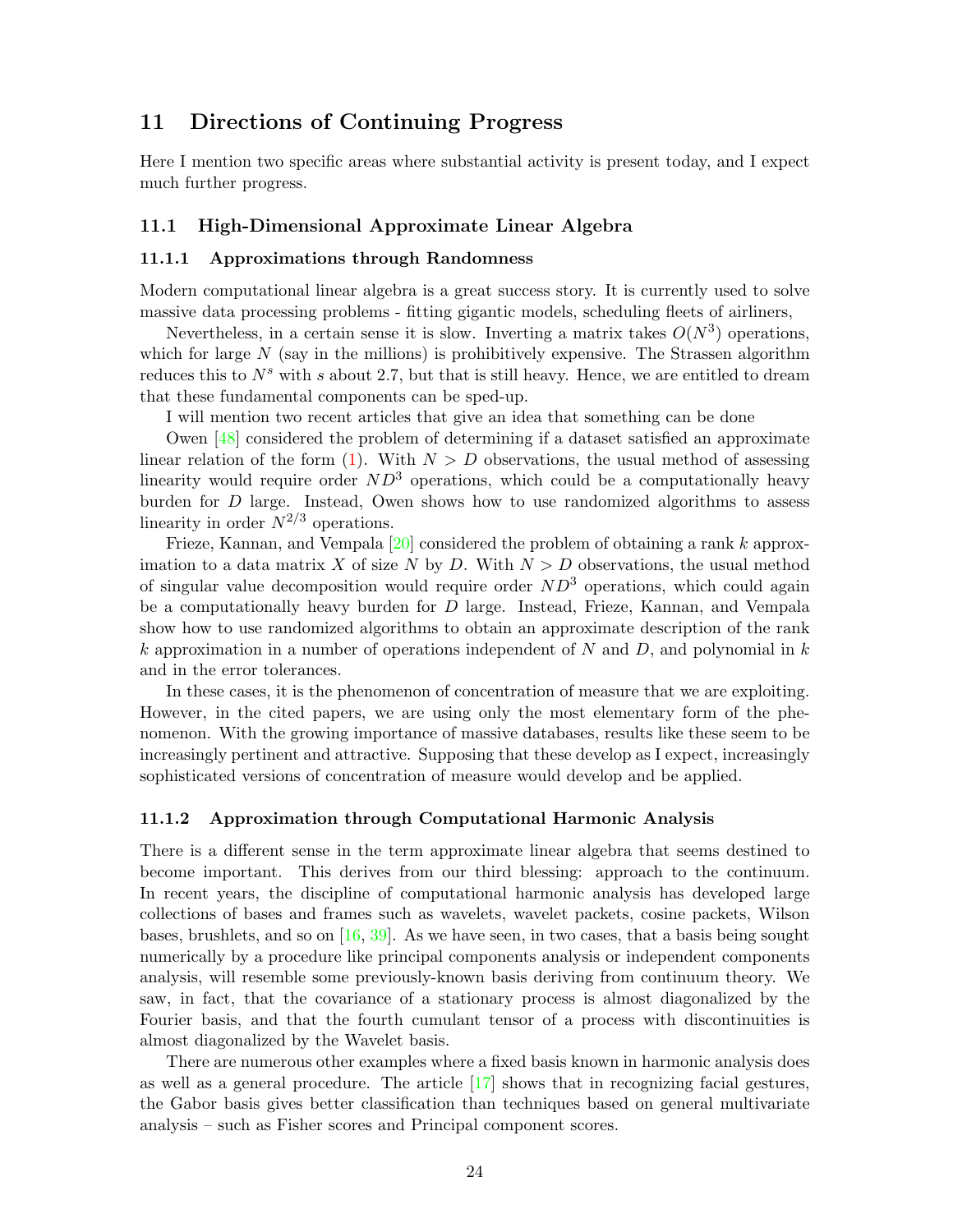# 11 Directions of Continuing Progress

Here I mention two specific areas where substantial activity is present today, and I expect much further progress.

## 11.1 High-Dimensional Approximate Linear Algebra

### 11.1.1 Approximations through Randomness

Modern computational linear algebra is a great success story. It is currently used to solve massive data processing problems - fitting gigantic models, scheduling fleets of airliners,

Nevertheless, in a certain sense it is slow. Inverting a matrix takes $O(N^3)$ operations, which for large $N$ (say in the millions) is prohibitively expensive. The Strassen algorithm reduces this to $N^s$ with $s$ about 2.7, but that is still heavy. Hence, we are entitled to dream that these fundamental components can be sped-up.

I will mention two recent articles that give an idea that something can be done

Owen [48] considered the problem of determining if a dataset satisfied an approximate linear relation of the form (1). With $N > D$ observations, the usual method of assessing linearity would require order $ND^3$ operations, which could be a computationally heavy burden for $D$ large. Instead, Owen shows how to use randomized algorithms to assess linearity in order $N^{2/3}$ operations.

Frieze, Kannan, and Vempala [20] considered the problem of obtaining a rank $k$ approximation to a data matrix $X$ of size $N$ by $D$. With $N > D$ observations, the usual method of singular value decomposition would require order $ND^3$ operations, which could again be a computationally heavy burden for $D$ large. Instead, Frieze, Kannan, and Vempala show how to use randomized algorithms to obtain an approximate description of the rank $k$ approximation in a number of operations independent of $N$ and $D$, and polynomial in $k$ and in the error tolerances.

In these cases, it is the phenomenon of concentration of measure that we are exploiting. However, in the cited papers, we are using only the most elementary form of the phenomenon. With the growing importance of massive databases, results like these seem to be increasingly pertinent and attractive. Supposing that these develop as I expect, increasingly sophisticated versions of concentration of measure would develop and be applied.

### 11.1.2 Approximation through Computational Harmonic Analysis

There is a different sense in the term approximate linear algebra that seems destined to become important. This derives from our third blessing: approach to the continuum. In recent years, the discipline of computational harmonic analysis has developed large collections of bases and frames such as wavelets, wavelet packets, cosine packets, Wilson bases, brushlets, and so on [16, 39]. As we have seen, in two cases, that a basis being sought numerically by a procedure like principal components analysis or independent components analysis, will resemble some previously-known basis deriving from continuum theory. We saw, in fact, that the covariance of a stationary process is almost diagonalized by the Fourier basis, and that the fourth cumulant tensor of a process with discontinuities is almost diagonalized by the Wavelet basis.

There are numerous other examples where a fixed basis known in harmonic analysis does as well as a general procedure. The article [17] shows that in recognizing facial gestures, the Gabor basis gives better classification than techniques based on general multivariate analysis – such as Fisher scores and Principal component scores.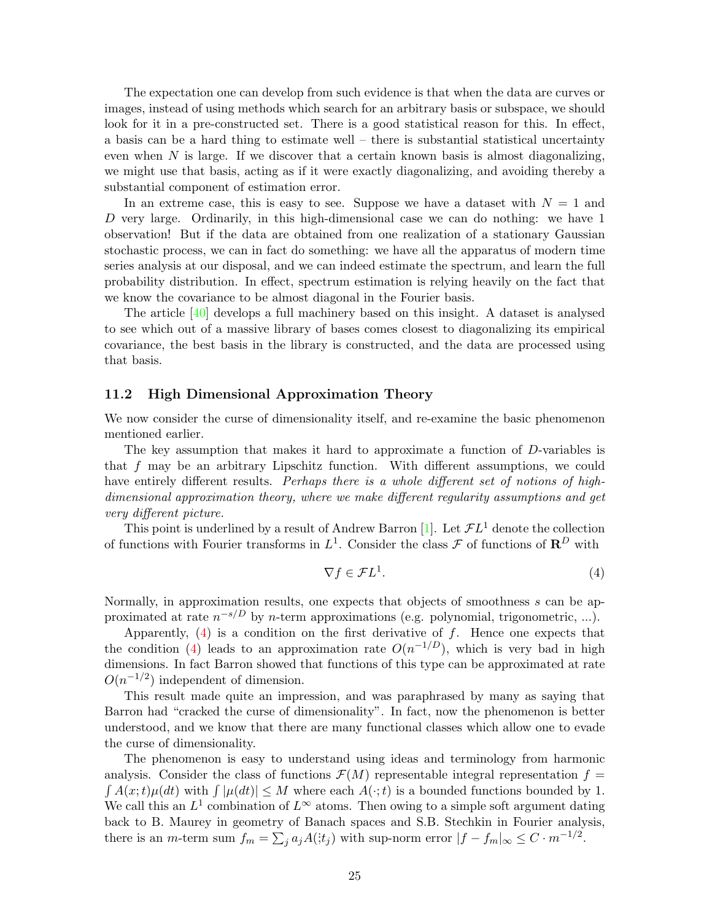The expectation one can develop from such evidence is that when the data are curves or images, instead of using methods which search for an arbitrary basis or subspace, we should look for it in a pre-constructed set. There is a good statistical reason for this. In effect, a basis can be a hard thing to estimate well – there is substantial statistical uncertainty even when $N$ is large. If we discover that a certain known basis is almost diagonalizing, we might use that basis, acting as if it were exactly diagonalizing, and avoiding thereby a substantial component of estimation error.

In an extreme case, this is easy to see. Suppose we have a dataset with $N = 1$ and $D$ very large. Ordinarily, in this high-dimensional case we can do nothing: we have 1 observation! But if the data are obtained from one realization of a stationary Gaussian stochastic process, we can in fact do something: we have all the apparatus of modern time series analysis at our disposal, and we can indeed estimate the spectrum, and learn the full probability distribution. In effect, spectrum estimation is relying heavily on the fact that we know the covariance to be almost diagonal in the Fourier basis.

The article [40] develops a full machinery based on this insight. A dataset is analysed to see which out of a massive library of bases comes closest to diagonalizing its empirical covariance, the best basis in the library is constructed, and the data are processed using that basis.

### 11.2 High Dimensional Approximation Theory

We now consider the curse of dimensionality itself, and re-examine the basic phenomenon mentioned earlier.

The key assumption that makes it hard to approximate a function of $D$-variables is that $f$ may be an arbitrary Lipschitz function. With different assumptions, we could have entirely different results. *Perhaps there is a whole different set of notions of high-dimensional approximation theory, where we make different regularity assumptions and get very different picture.*

This point is underlined by a result of Andrew Barron [1]. Let $\mathcal{F}L^1$ denote the collection of functions with Fourier transforms in $L^1$. Consider the class $\mathcal{F}$ of functions of $\mathbf{R}^D$ with

$$\nabla f \in \mathcal{F}L^1. \tag{4}$$

Normally, in approximation results, one expects that objects of smoothness $s$ can be approximated at rate $n^{-s/D}$ by $n$-term approximations (e.g. polynomial, trigonometric, ...).

Apparently, (4) is a condition on the first derivative of $f$. Hence one expects that the condition (4) leads to an approximation rate $O(n^{-1/D})$, which is very bad in high dimensions. In fact Barron showed that functions of this type can be approximated at rate $O(n^{-1/2})$ independent of dimension.

This result made quite an impression, and was paraphrased by many as saying that Barron had "cracked the curse of dimensionality". In fact, now the phenomenon is better understood, and we know that there are many functional classes which allow one to evade the curse of dimensionality.

The phenomenon is easy to understand using ideas and terminology from harmonic analysis. Consider the class of functions $\mathcal{F}(M)$ representable integral representation $f = \int A(x;t)\mu(dt)$ with $\int |\mu(dt)| \leq M$ where each $A(\cdot;t)$ is a bounded functions bounded by 1. We call this an $L^1$ combination of $L^\infty$ atoms. Then owing to a simple soft argument dating back to B. Maurey in geometry of Banach spaces and S.B. Stechkin in Fourier analysis, there is an $m$-term sum $f_m = \sum_j a_j A(\cdot;t_j)$ with sup-norm error $|f - f_m|_\infty \leq C \cdot m^{-1/2}$.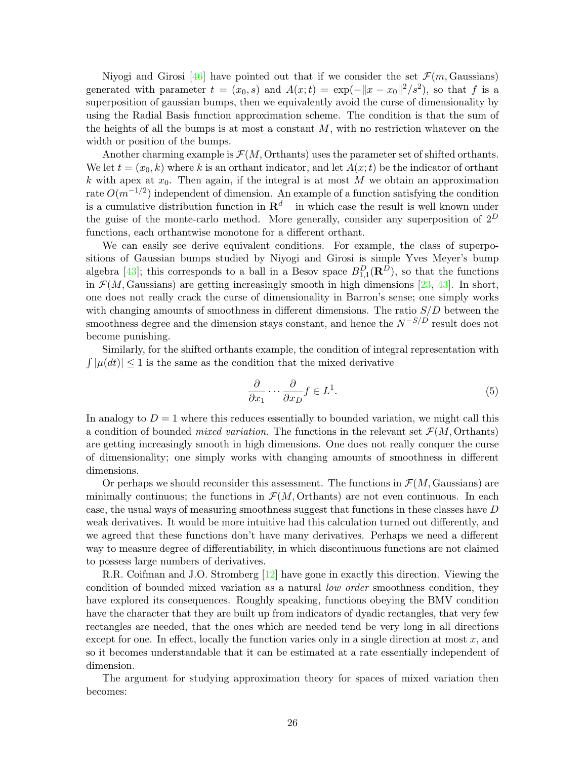Niyogi and Girosi [46] have pointed out that if we consider the set $\mathcal{F}(m, \text{Gaussians})$ generated with parameter $t = (x_0, s)$ and $A(x;t) = \exp(-\|x - x_0\|^2/s^2)$, so that $f$ is a superposition of gaussian bumps, then we equivalently avoid the curse of dimensionality by using the Radial Basis function approximation scheme. The condition is that the sum of the heights of all the bumps is at most a constant $M$, with no restriction whatever on the width or position of the bumps.

Another charming example is $\mathcal{F}(M, \text{Orthants})$ uses the parameter set of shifted orthants. We let $t = (x_0, k)$ where $k$ is an orthant indicator, and let $A(x;t)$ be the indicator of orthant $k$ with apex at $x_0$. Then again, if the integral is at most $M$ we obtain an approximation rate $O(m^{-1/2})$ independent of dimension. An example of a function satisfying the condition is a cumulative distribution function in $\mathbf{R}^d$ – in which case the result is well known under the guise of the monte-carlo method. More generally, consider any superposition of $2^D$ functions, each orthantwise monotone for a different orthant.

We can easily see derive equivalent conditions. For example, the class of superpositions of Gaussian bumps studied by Niyogi and Girosi is simple Yves Meyer's bump algebra [43]; this corresponds to a ball in a Besov space $B^D_{1,1}(\mathbf{R}^D)$, so that the functions in $\mathcal{F}(M, \text{Gaussians})$ are getting increasingly smooth in high dimensions [23, 43]. In short, one does not really crack the curse of dimensionality in Barron's sense; one simply works with changing amounts of smoothness in different dimensions. The ratio $S/D$ between the smoothness degree and the dimension stays constant, and hence the $N^{-S/D}$ result does not become punishing.

Similarly, for the shifted orthants example, the condition of integral representation with $\int |\mu(dt)| \leq 1$ is the same as the condition that the mixed derivative

$$\frac{\partial}{\partial x_1} \cdots \frac{\partial}{\partial x_D} f \in L^1. \tag{5}$$

In analogy to $D = 1$ where this reduces essentially to bounded variation, we might call this a condition of bounded *mixed variation*. The functions in the relevant set $\mathcal{F}(M, \text{Orthants})$ are getting increasingly smooth in high dimensions. One does not really conquer the curse of dimensionality; one simply works with changing amounts of smoothness in different dimensions.

Or perhaps we should reconsider this assessment. The functions in $\mathcal{F}(M, \text{Gaussians})$ are minimally continuous; the functions in $\mathcal{F}(M, \text{Orthants})$ are not even continuous. In each case, the usual ways of measuring smoothness suggest that functions in these classes have $D$ weak derivatives. It would be more intuitive had this calculation turned out differently, and we agreed that these functions don't have many derivatives. Perhaps we need a different way to measure degree of differentiability, in which discontinuous functions are not claimed to possess large numbers of derivatives.

R.R. Coifman and J.O. Stromberg [12] have gone in exactly this direction. Viewing the condition of bounded mixed variation as a natural *low order* smoothness condition, they have explored its consequences. Roughly speaking, functions obeying the BMV condition have the character that they are built up from indicators of dyadic rectangles, that very few rectangles are needed, that the ones which are needed tend be very long in all directions except for one. In effect, locally the function varies only in a single direction at most $x$, and so it becomes understandable that it can be estimated at a rate essentially independent of dimension.

The argument for studying approximation theory for spaces of mixed variation then becomes: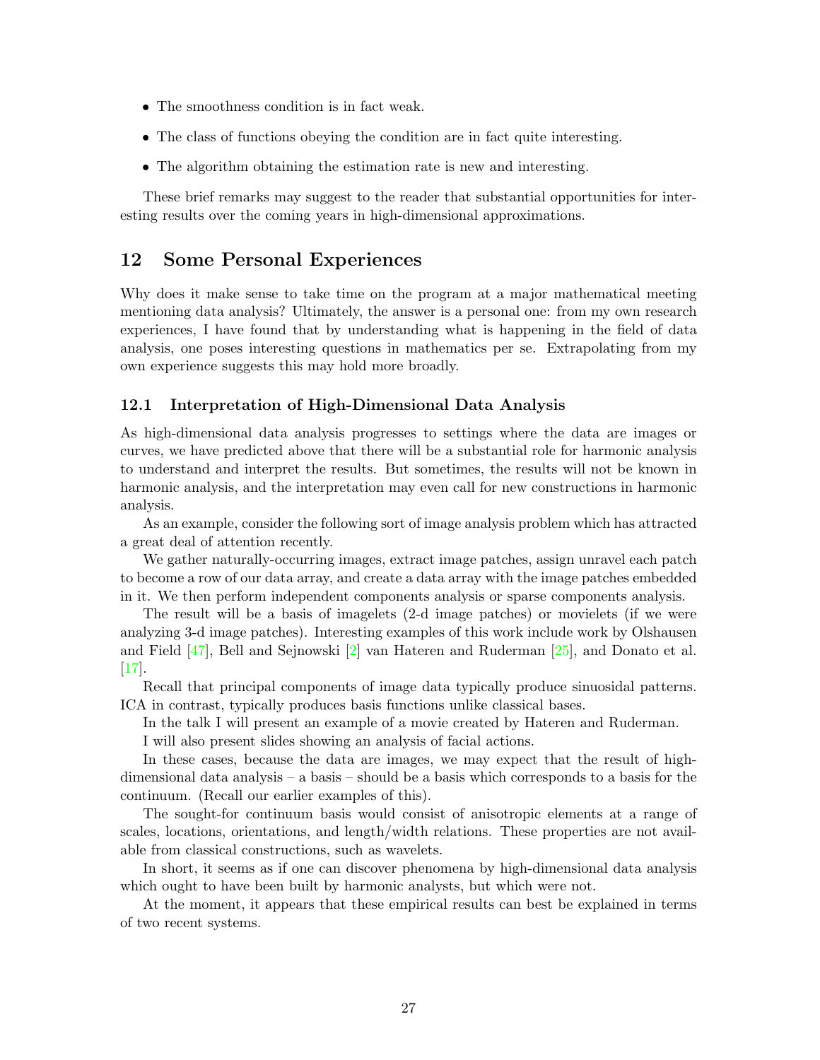- The smoothness condition is in fact weak.
- The class of functions obeying the condition are in fact quite interesting.
- The algorithm obtaining the estimation rate is new and interesting.

These brief remarks may suggest to the reader that substantial opportunities for interesting results over the coming years in high-dimensional approximations.

## 12 Some Personal Experiences

Why does it make sense to take time on the program at a major mathematical meeting mentioning data analysis? Ultimately, the answer is a personal one: from my own research experiences, I have found that by understanding what is happening in the field of data analysis, one poses interesting questions in mathematics per se. Extrapolating from my own experience suggests this may hold more broadly.

### 12.1 Interpretation of High-Dimensional Data Analysis

As high-dimensional data analysis progresses to settings where the data are images or curves, we have predicted above that there will be a substantial role for harmonic analysis to understand and interpret the results. But sometimes, the results will not be known in harmonic analysis, and the interpretation may even call for new constructions in harmonic analysis.

As an example, consider the following sort of image analysis problem which has attracted a great deal of attention recently.

We gather naturally-occurring images, extract image patches, assign unravel each patch to become a row of our data array, and create a data array with the image patches embedded in it. We then perform independent components analysis or sparse components analysis.

The result will be a basis of imagelets (2-d image patches) or movielets (if we were analyzing 3-d image patches). Interesting examples of this work include work by Olshausen and Field [47], Bell and Sejnowski [2] van Hateren and Ruderman [25], and Donato et al. [17].

Recall that principal components of image data typically produce sinuosidal patterns. ICA in contrast, typically produces basis functions unlike classical bases.

In the talk I will present an example of a movie created by Hateren and Ruderman.

I will also present slides showing an analysis of facial actions.

In these cases, because the data are images, we may expect that the result of high-dimensional data analysis – a basis – should be a basis which corresponds to a basis for the continuum. (Recall our earlier examples of this).

The sought-for continuum basis would consist of anisotropic elements at a range of scales, locations, orientations, and length/width relations. These properties are not available from classical constructions, such as wavelets.

In short, it seems as if one can discover phenomena by high-dimensional data analysis which ought to have been built by harmonic analysts, but which were not.

At the moment, it appears that these empirical results can best be explained in terms of two recent systems.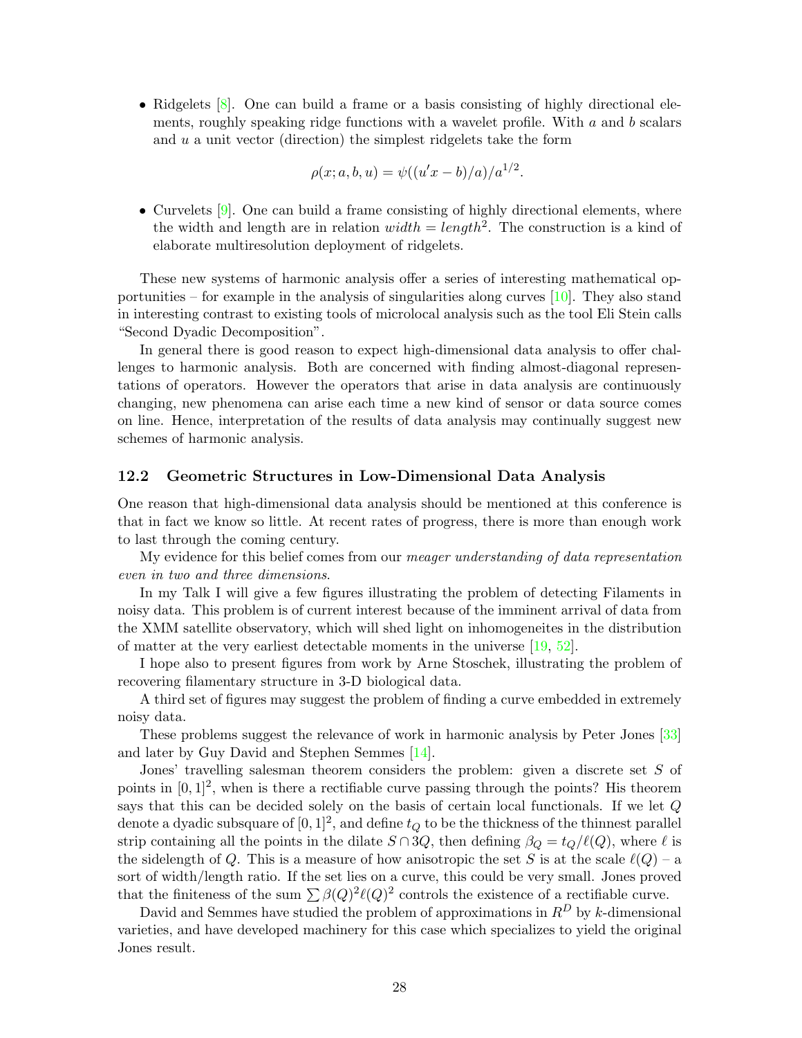- Ridgelets [8]. One can build a frame or a basis consisting of highly directional elements, roughly speaking ridge functions with a wavelet profile. With $a$ and $b$ scalars and $u$ a unit vector (direction) the simplest ridgelets take the form

$$\rho(x; a, b, u) = \psi((u'x - b)/a)/a^{1/2}.$$

- Curvelets [9]. One can build a frame consisting of highly directional elements, where the width and length are in relation $width = length^2$. The construction is a kind of elaborate multiresolution deployment of ridgelets.

These new systems of harmonic analysis offer a series of interesting mathematical opportunities – for example in the analysis of singularities along curves [10]. They also stand in interesting contrast to existing tools of microlocal analysis such as the tool Eli Stein calls "Second Dyadic Decomposition".

In general there is good reason to expect high-dimensional data analysis to offer challenges to harmonic analysis. Both are concerned with finding almost-diagonal representations of operators. However the operators that arise in data analysis are continuously changing, new phenomena can arise each time a new kind of sensor or data source comes on line. Hence, interpretation of the results of data analysis may continually suggest new schemes of harmonic analysis.

### 12.2 Geometric Structures in Low-Dimensional Data Analysis

One reason that high-dimensional data analysis should be mentioned at this conference is that in fact we know so little. At recent rates of progress, there is more than enough work to last through the coming century.

My evidence for this belief comes from our *meager understanding of data representation even in two and three dimensions*.

In my Talk I will give a few figures illustrating the problem of detecting Filaments in noisy data. This problem is of current interest because of the imminent arrival of data from the XMM satellite observatory, which will shed light on inhomogeneites in the distribution of matter at the very earliest detectable moments in the universe [19, 52].

I hope also to present figures from work by Arne Stoschek, illustrating the problem of recovering filamentary structure in 3-D biological data.

A third set of figures may suggest the problem of finding a curve embedded in extremely noisy data.

These problems suggest the relevance of work in harmonic analysis by Peter Jones [33] and later by Guy David and Stephen Semmes [14].

Jones' travelling salesman theorem considers the problem: given a discrete set $S$ of points in $[0, 1]^2$, when is there a rectifiable curve passing through the points? His theorem says that this can be decided solely on the basis of certain local functionals. If we let $Q$ denote a dyadic subsquare of $[0, 1]^2$, and define $t_Q$ to be the thickness of the thinnest parallel strip containing all the points in the dilate $S \cap 3Q$, then defining $\beta_Q = t_Q/\ell(Q)$, where $\ell$ is the sidelength of $Q$. This is a measure of how anisotropic the set $S$ is at the scale $\ell(Q)$ – a sort of width/length ratio. If the set lies on a curve, this could be very small. Jones proved that the finiteness of the sum $\sum \beta(Q)^2 \ell(Q)^2$ controls the existence of a rectifiable curve.

David and Semmes have studied the problem of approximations in $R^D$ by $k$-dimensional varieties, and have developed machinery for this case which specializes to yield the original Jones result.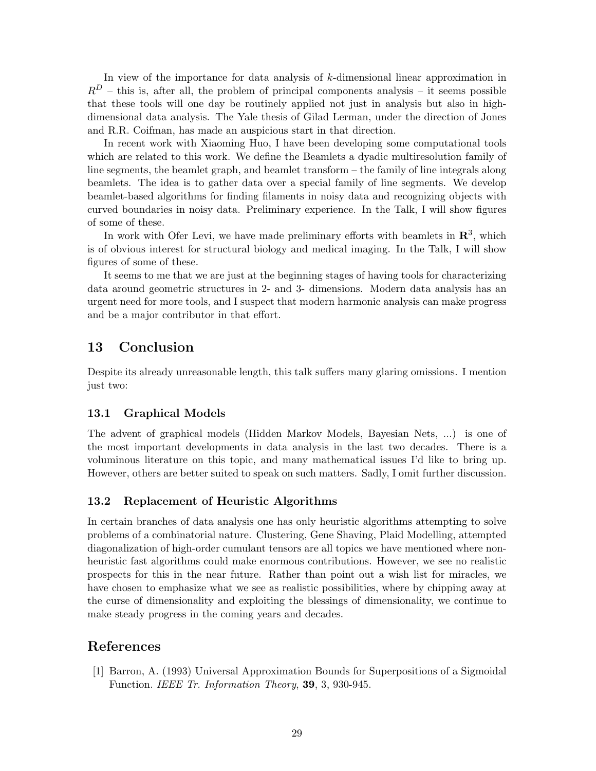In view of the importance for data analysis of $k$-dimensional linear approximation in $R^D$ – this is, after all, the problem of principal components analysis – it seems possible that these tools will one day be routinely applied not just in analysis but also in high-dimensional data analysis. The Yale thesis of Gilad Lerman, under the direction of Jones and R.R. Coifman, has made an auspicious start in that direction.

In recent work with Xiaoming Huo, I have been developing some computational tools which are related to this work. We define the Beamlets a dyadic multiresolution family of line segments, the beamlet graph, and beamlet transform – the family of line integrals along beamlets. The idea is to gather data over a special family of line segments. We develop beamlet-based algorithms for finding filaments in noisy data and recognizing objects with curved boundaries in noisy data. Preliminary experience. In the Talk, I will show figures of some of these.

In work with Ofer Levi, we have made preliminary efforts with beamlets in $\mathbf{R}^3$, which is of obvious interest for structural biology and medical imaging. In the Talk, I will show figures of some of these.

It seems to me that we are just at the beginning stages of having tools for characterizing data around geometric structures in 2- and 3- dimensions. Modern data analysis has an urgent need for more tools, and I suspect that modern harmonic analysis can make progress and be a major contributor in that effort.

## 13 Conclusion

Despite its already unreasonable length, this talk suffers many glaring omissions. I mention just two:

### 13.1 Graphical Models

The advent of graphical models (Hidden Markov Models, Bayesian Nets, ...) is one of the most important developments in data analysis in the last two decades. There is a voluminous literature on this topic, and many mathematical issues I'd like to bring up. However, others are better suited to speak on such matters. Sadly, I omit further discussion.

### 13.2 Replacement of Heuristic Algorithms

In certain branches of data analysis one has only heuristic algorithms attempting to solve problems of a combinatorial nature. Clustering, Gene Shaving, Plaid Modelling, attempted diagonalization of high-order cumulant tensors are all topics we have mentioned where non-heuristic fast algorithms could make enormous contributions. However, we see no realistic prospects for this in the near future. Rather than point out a wish list for miracles, we have chosen to emphasize what we see as realistic possibilities, where by chipping away at the curse of dimensionality and exploiting the blessings of dimensionality, we continue to make steady progress in the coming years and decades.

## References

[1] Barron, A. (1993) Universal Approximation Bounds for Superpositions of a Sigmoidal Function. *IEEE Tr. Information Theory*, **39**, 3, 930-945.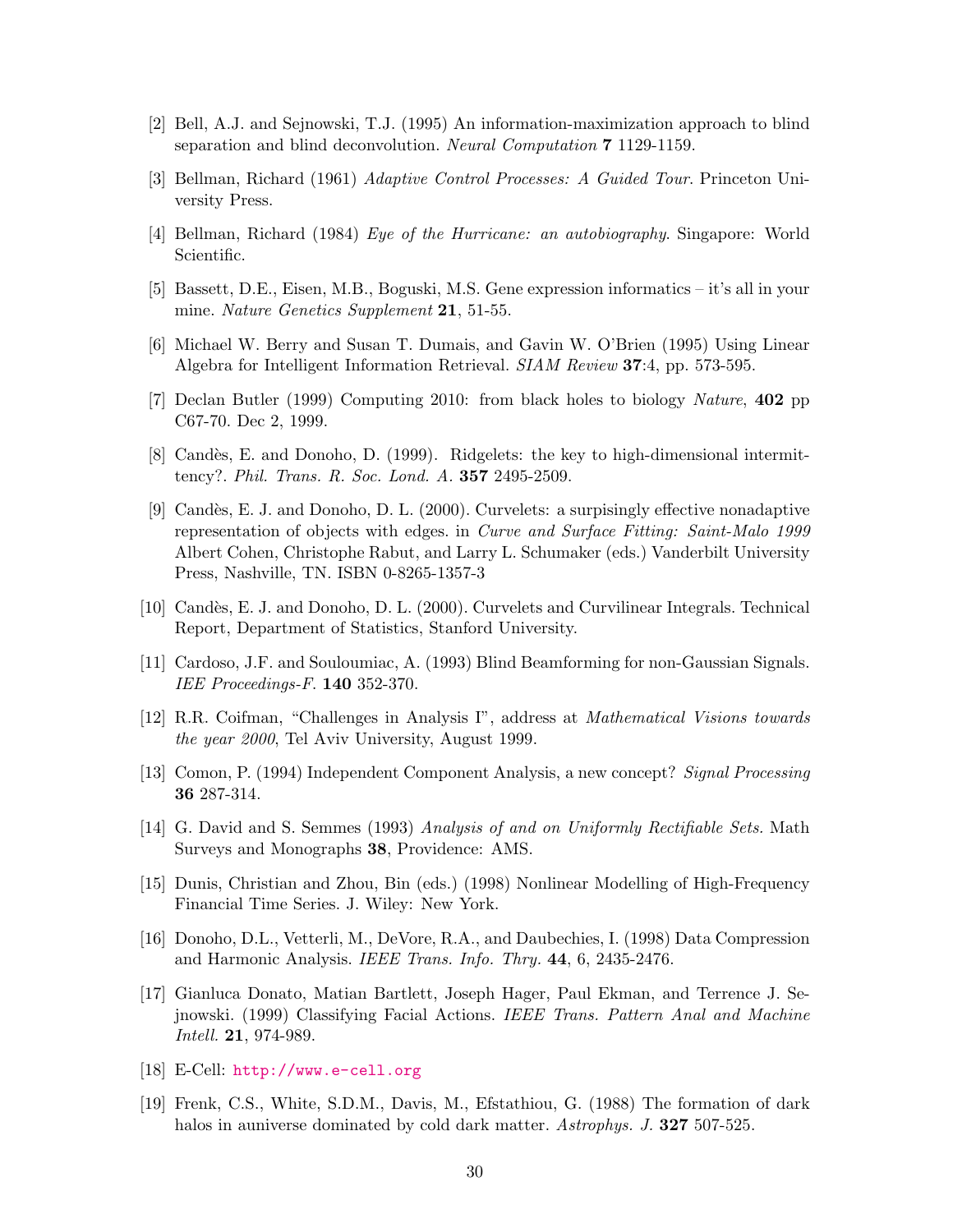[2] Bell, A.J. and Sejnowski, T.J. (1995) An information-maximization approach to blind separation and blind deconvolution. *Neural Computation* **7** 1129-1159.

[3] Bellman, Richard (1961) *Adaptive Control Processes: A Guided Tour*. Princeton University Press.

[4] Bellman, Richard (1984) *Eye of the Hurricane: an autobiography*. Singapore: World Scientific.

[5] Bassett, D.E., Eisen, M.B., Boguski, M.S. Gene expression informatics – it's all in your mine. *Nature Genetics Supplement* **21**, 51-55.

[6] Michael W. Berry and Susan T. Dumais, and Gavin W. O'Brien (1995) Using Linear Algebra for Intelligent Information Retrieval. *SIAM Review* **37**:4, pp. 573-595.

[7] Declan Butler (1999) Computing 2010: from black holes to biology *Nature*, **402** pp C67-70. Dec 2, 1999.

[8] Candès, E. and Donoho, D. (1999). Ridgelets: the key to high-dimensional intermittency?. *Phil. Trans. R. Soc. Lond. A.* **357** 2495-2509.

[9] Candès, E. J. and Donoho, D. L. (2000). Curvelets: a surpisingly effective nonadaptive representation of objects with edges. in *Curve and Surface Fitting: Saint-Malo 1999* Albert Cohen, Christophe Rabut, and Larry L. Schumaker (eds.) Vanderbilt University Press, Nashville, TN. ISBN 0-8265-1357-3

[10] Candès, E. J. and Donoho, D. L. (2000). Curvelets and Curvilinear Integrals. Technical Report, Department of Statistics, Stanford University.

[11] Cardoso, J.F. and Souloumiac, A. (1993) Blind Beamforming for non-Gaussian Signals. *IEE Proceedings-F.* **140** 352-370.

[12] R.R. Coifman, "Challenges in Analysis I", address at *Mathematical Visions towards the year 2000*, Tel Aviv University, August 1999.

[13] Comon, P. (1994) Independent Component Analysis, a new concept? *Signal Processing* **36** 287-314.

[14] G. David and S. Semmes (1993) *Analysis of and on Uniformly Rectifiable Sets.* Math Surveys and Monographs **38**, Providence: AMS.

[15] Dunis, Christian and Zhou, Bin (eds.) (1998) Nonlinear Modelling of High-Frequency Financial Time Series. J. Wiley: New York.

[16] Donoho, D.L., Vetterli, M., DeVore, R.A., and Daubechies, I. (1998) Data Compression and Harmonic Analysis. *IEEE Trans. Info. Thry.* **44**, 6, 2435-2476.

[17] Gianluca Donato, Matian Bartlett, Joseph Hager, Paul Ekman, and Terrence J. Sejnowski. (1999) Classifying Facial Actions. *IEEE Trans. Pattern Anal and Machine Intell.* **21**, 974-989.

[18] E-Cell: http://www.e-cell.org

[19] Frenk, C.S., White, S.D.M., Davis, M., Efstathiou, G. (1988) The formation of dark halos in auniverse dominated by cold dark matter. *Astrophys. J.* **327** 507-525.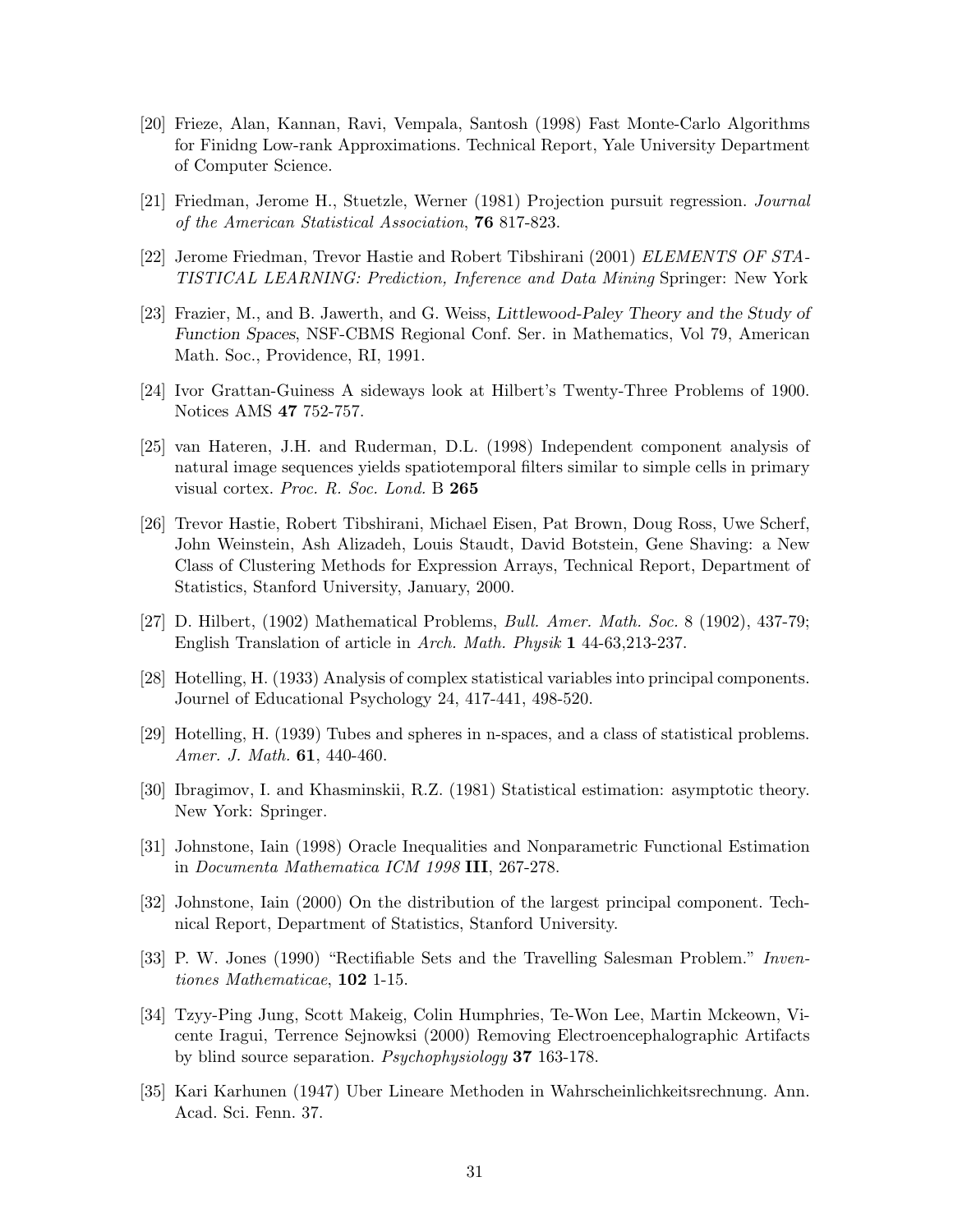[20] Frieze, Alan, Kannan, Ravi, Vempala, Santosh (1998) Fast Monte-Carlo Algorithms for Finidng Low-rank Approximations. Technical Report, Yale University Department of Computer Science.

[21] Friedman, Jerome H., Stuetzle, Werner (1981) Projection pursuit regression. *Journal of the American Statistical Association*, **76** 817-823.

[22] Jerome Friedman, Trevor Hastie and Robert Tibshirani (2001) *ELEMENTS OF STATISTICAL LEARNING: Prediction, Inference and Data Mining* Springer: New York

[23] Frazier, M., and B. Jawerth, and G. Weiss, *Littlewood-Paley Theory and the Study of Function Spaces*, NSF-CBMS Regional Conf. Ser. in Mathematics, Vol 79, American Math. Soc., Providence, RI, 1991.

[24] Ivor Grattan-Guiness A sideways look at Hilbert's Twenty-Three Problems of 1900. Notices AMS **47** 752-757.

[25] van Hateren, J.H. and Ruderman, D.L. (1998) Independent component analysis of natural image sequences yields spatiotemporal filters similar to simple cells in primary visual cortex. *Proc. R. Soc. Lond.* B **265**

[26] Trevor Hastie, Robert Tibshirani, Michael Eisen, Pat Brown, Doug Ross, Uwe Scherf, John Weinstein, Ash Alizadeh, Louis Staudt, David Botstein, Gene Shaving: a New Class of Clustering Methods for Expression Arrays, Technical Report, Department of Statistics, Stanford University, January, 2000.

[27] D. Hilbert, (1902) Mathematical Problems, *Bull. Amer. Math. Soc.* 8 (1902), 437-79; English Translation of article in *Arch. Math. Physik* **1** 44-63,213-237.

[28] Hotelling, H. (1933) Analysis of complex statistical variables into principal components. Journel of Educational Psychology 24, 417-441, 498-520.

[29] Hotelling, H. (1939) Tubes and spheres in n-spaces, and a class of statistical problems. *Amer. J. Math.* **61**, 440-460.

[30] Ibragimov, I. and Khasminskii, R.Z. (1981) Statistical estimation: asymptotic theory. New York: Springer.

[31] Johnstone, Iain (1998) Oracle Inequalities and Nonparametric Functional Estimation in *Documenta Mathematica ICM 1998* **III**, 267-278.

[32] Johnstone, Iain (2000) On the distribution of the largest principal component. Technical Report, Department of Statistics, Stanford University.

[33] P. W. Jones (1990) "Rectifiable Sets and the Travelling Salesman Problem." *Inventiones Mathematicae*, **102** 1-15.

[34] Tzyy-Ping Jung, Scott Makeig, Colin Humphries, Te-Won Lee, Martin Mckeown, Vicente Iragui, Terrence Sejnowksi (2000) Removing Electroencephalographic Artifacts by blind source separation. *Psychophysiology* **37** 163-178.

[35] Kari Karhunen (1947) Uber Lineare Methoden in Wahrscheinlichkeitsrechnung. Ann. Acad. Sci. Fenn. 37.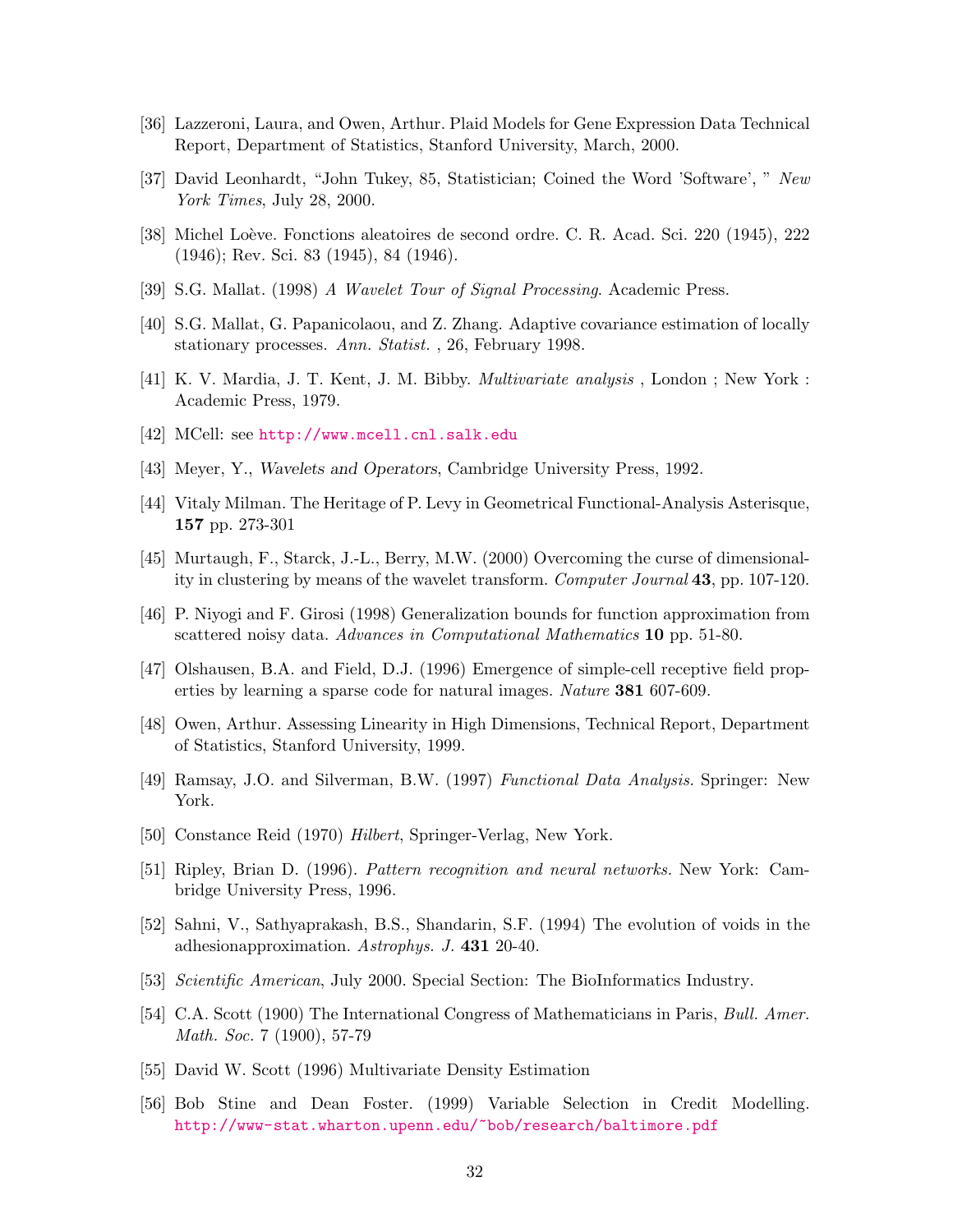[36] Lazzeroni, Laura, and Owen, Arthur. Plaid Models for Gene Expression Data Technical Report, Department of Statistics, Stanford University, March, 2000.

[37] David Leonhardt, "John Tukey, 85, Statistician; Coined the Word 'Software', " *New York Times*, July 28, 2000.

[38] Michel Loève. Fonctions aleatoires de second ordre. C. R. Acad. Sci. 220 (1945), 222 (1946); Rev. Sci. 83 (1945), 84 (1946).

[39] S.G. Mallat. (1998) *A Wavelet Tour of Signal Processing*. Academic Press.

[40] S.G. Mallat, G. Papanicolaou, and Z. Zhang. Adaptive covariance estimation of locally stationary processes. *Ann. Statist.* , 26, February 1998.

[41] K. V. Mardia, J. T. Kent, J. M. Bibby. *Multivariate analysis* , London ; New York : Academic Press, 1979.

[42] MCell: see http://www.mcell.cnl.salk.edu

[43] Meyer, Y., *Wavelets and Operators*, Cambridge University Press, 1992.

[44] Vitaly Milman. The Heritage of P. Levy in Geometrical Functional-Analysis Asterisque, **157** pp. 273-301

[45] Murtaugh, F., Starck, J.-L., Berry, M.W. (2000) Overcoming the curse of dimensionality in clustering by means of the wavelet transform. *Computer Journal* **43**, pp. 107-120.

[46] P. Niyogi and F. Girosi (1998) Generalization bounds for function approximation from scattered noisy data. *Advances in Computational Mathematics* **10** pp. 51-80.

[47] Olshausen, B.A. and Field, D.J. (1996) Emergence of simple-cell receptive field properties by learning a sparse code for natural images. *Nature* **381** 607-609.

[48] Owen, Arthur. Assessing Linearity in High Dimensions, Technical Report, Department of Statistics, Stanford University, 1999.

[49] Ramsay, J.O. and Silverman, B.W. (1997) *Functional Data Analysis.* Springer: New York.

[50] Constance Reid (1970) *Hilbert*, Springer-Verlag, New York.

[51] Ripley, Brian D. (1996). *Pattern recognition and neural networks.* New York: Cambridge University Press, 1996.

[52] Sahni, V., Sathyaprakash, B.S., Shandarin, S.F. (1994) The evolution of voids in the adhesionapproximation. *Astrophys. J.* **431** 20-40.

[53] *Scientific American*, July 2000. Special Section: The BioInformatics Industry.

[54] C.A. Scott (1900) The International Congress of Mathematicians in Paris, *Bull. Amer. Math. Soc.* 7 (1900), 57-79

[55] David W. Scott (1996) Multivariate Density Estimation

[56] Bob Stine and Dean Foster. (1999) Variable Selection in Credit Modelling. http://www-stat.wharton.upenn.edu/~bob/research/baltimore.pdf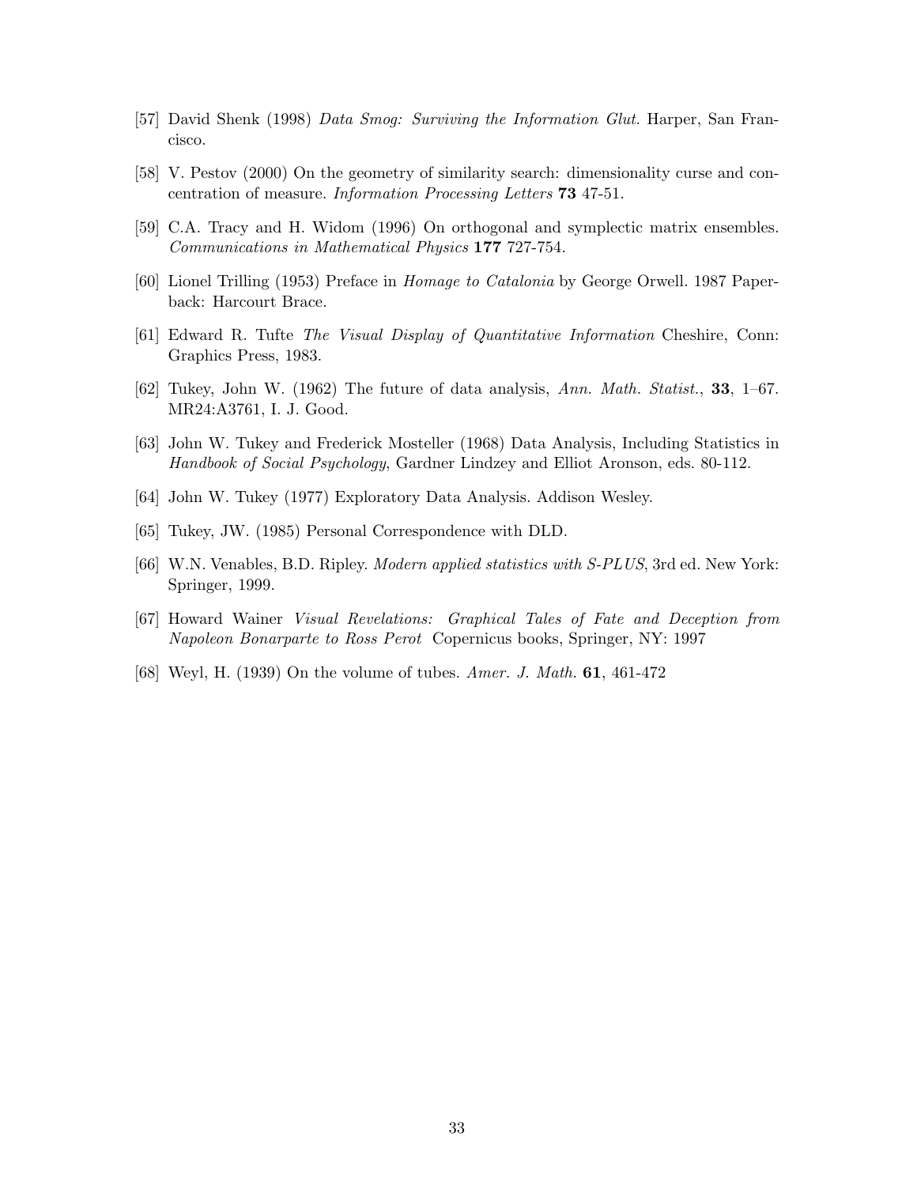[57] David Shenk (1998) *Data Smog: Surviving the Information Glut.* Harper, San Francisco.

[58] V. Pestov (2000) On the geometry of similarity search: dimensionality curse and concentration of measure. *Information Processing Letters* **73** 47-51.

[59] C.A. Tracy and H. Widom (1996) On orthogonal and symplectic matrix ensembles. *Communications in Mathematical Physics* **177** 727-754.

[60] Lionel Trilling (1953) Preface in *Homage to Catalonia* by George Orwell. 1987 Paperback: Harcourt Brace.

[61] Edward R. Tufte *The Visual Display of Quantitative Information* Cheshire, Conn: Graphics Press, 1983.

[62] Tukey, John W. (1962) The future of data analysis, *Ann. Math. Statist.*, **33**, 1–67. MR24:A3761, I. J. Good.

[63] John W. Tukey and Frederick Mosteller (1968) Data Analysis, Including Statistics in *Handbook of Social Psychology*, Gardner Lindzey and Elliot Aronson, eds. 80-112.

[64] John W. Tukey (1977) Exploratory Data Analysis. Addison Wesley.

[65] Tukey, JW. (1985) Personal Correspondence with DLD.

[66] W.N. Venables, B.D. Ripley. *Modern applied statistics with S-PLUS*, 3rd ed. New York: Springer, 1999.

[67] Howard Wainer *Visual Revelations: Graphical Tales of Fate and Deception from Napoleon Bonarparte to Ross Perot* Copernicus books, Springer, NY: 1997

[68] Weyl, H. (1939) On the volume of tubes. *Amer. J. Math.* **61**, 461-472